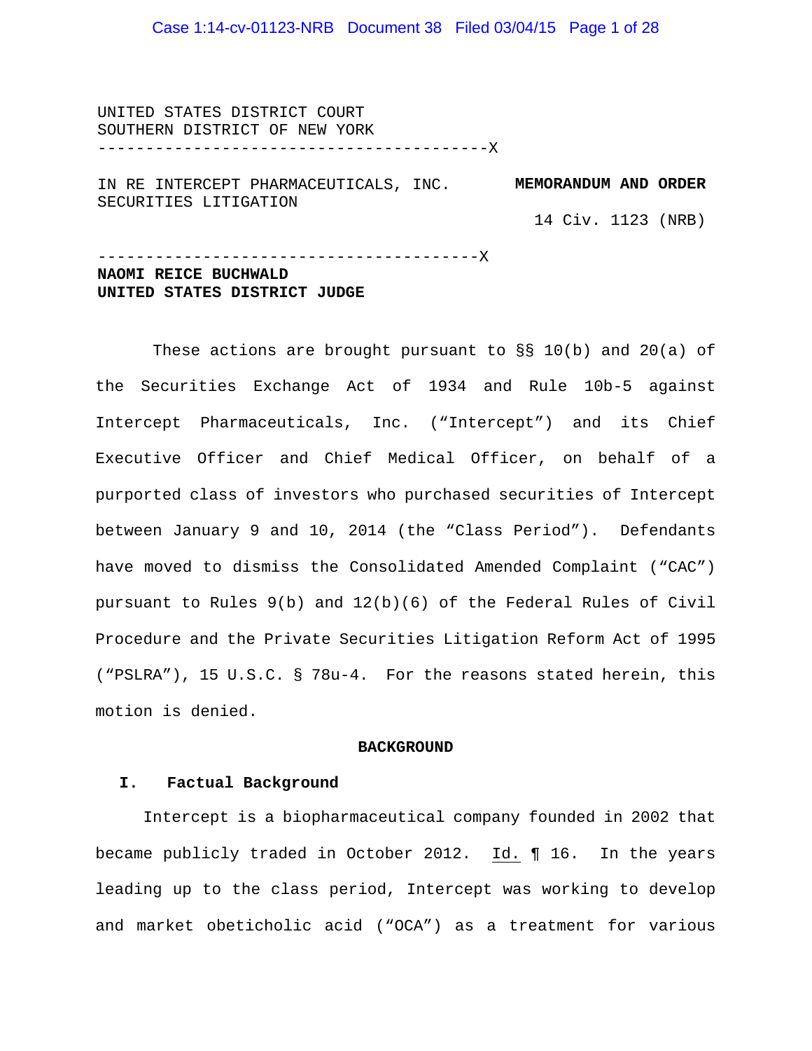UNITED STATES DISTRICT COURT
SOUTHERN DISTRICT OF NEW YORK

----------------------------------------X

IN RE INTERCEPT PHARMACEUTICALS, INC. SECURITIES LITIGATION

**MEMORANDUM AND ORDER**

14 Civ. 1123 (NRB)

----------------------------------------X

**NAOMI REICE BUCHWALD**
**UNITED STATES DISTRICT JUDGE**

These actions are brought pursuant to §§ 10(b) and 20(a) of the Securities Exchange Act of 1934 and Rule 10b-5 against Intercept Pharmaceuticals, Inc. ("Intercept") and its Chief Executive Officer and Chief Medical Officer, on behalf of a purported class of investors who purchased securities of Intercept between January 9 and 10, 2014 (the "Class Period"). Defendants have moved to dismiss the Consolidated Amended Complaint ("CAC") pursuant to Rules 9(b) and 12(b)(6) of the Federal Rules of Civil Procedure and the Private Securities Litigation Reform Act of 1995 ("PSLRA"), 15 U.S.C. § 78u-4. For the reasons stated herein, this motion is denied.

## BACKGROUND

### I. Factual Background

Intercept is a biopharmaceutical company founded in 2002 that became publicly traded in October 2012. Id. ¶ 16. In the years leading up to the class period, Intercept was working to develop and market obeticholic acid ("OCA") as a treatment for various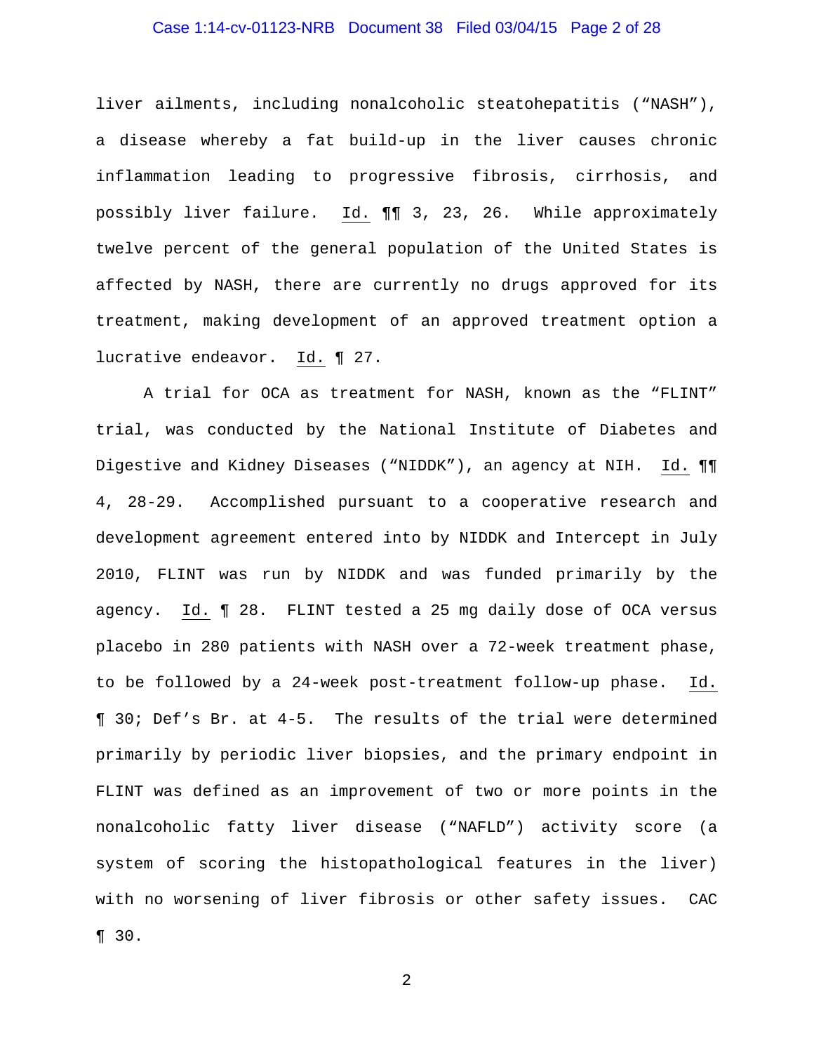liver ailments, including nonalcoholic steatohepatitis ("NASH"), a disease whereby a fat build-up in the liver causes chronic inflammation leading to progressive fibrosis, cirrhosis, and possibly liver failure. Id. ¶¶ 3, 23, 26. While approximately twelve percent of the general population of the United States is affected by NASH, there are currently no drugs approved for its treatment, making development of an approved treatment option a lucrative endeavor. Id. ¶ 27.

A trial for OCA as treatment for NASH, known as the "FLINT" trial, was conducted by the National Institute of Diabetes and Digestive and Kidney Diseases ("NIDDK"), an agency at NIH. Id. ¶¶ 4, 28-29. Accomplished pursuant to a cooperative research and development agreement entered into by NIDDK and Intercept in July 2010, FLINT was run by NIDDK and was funded primarily by the agency. Id. ¶ 28. FLINT tested a 25 mg daily dose of OCA versus placebo in 280 patients with NASH over a 72-week treatment phase, to be followed by a 24-week post-treatment follow-up phase. Id. ¶ 30; Def's Br. at 4-5. The results of the trial were determined primarily by periodic liver biopsies, and the primary endpoint in FLINT was defined as an improvement of two or more points in the nonalcoholic fatty liver disease ("NAFLD") activity score (a system of scoring the histopathological features in the liver) with no worsening of liver fibrosis or other safety issues. CAC ¶ 30.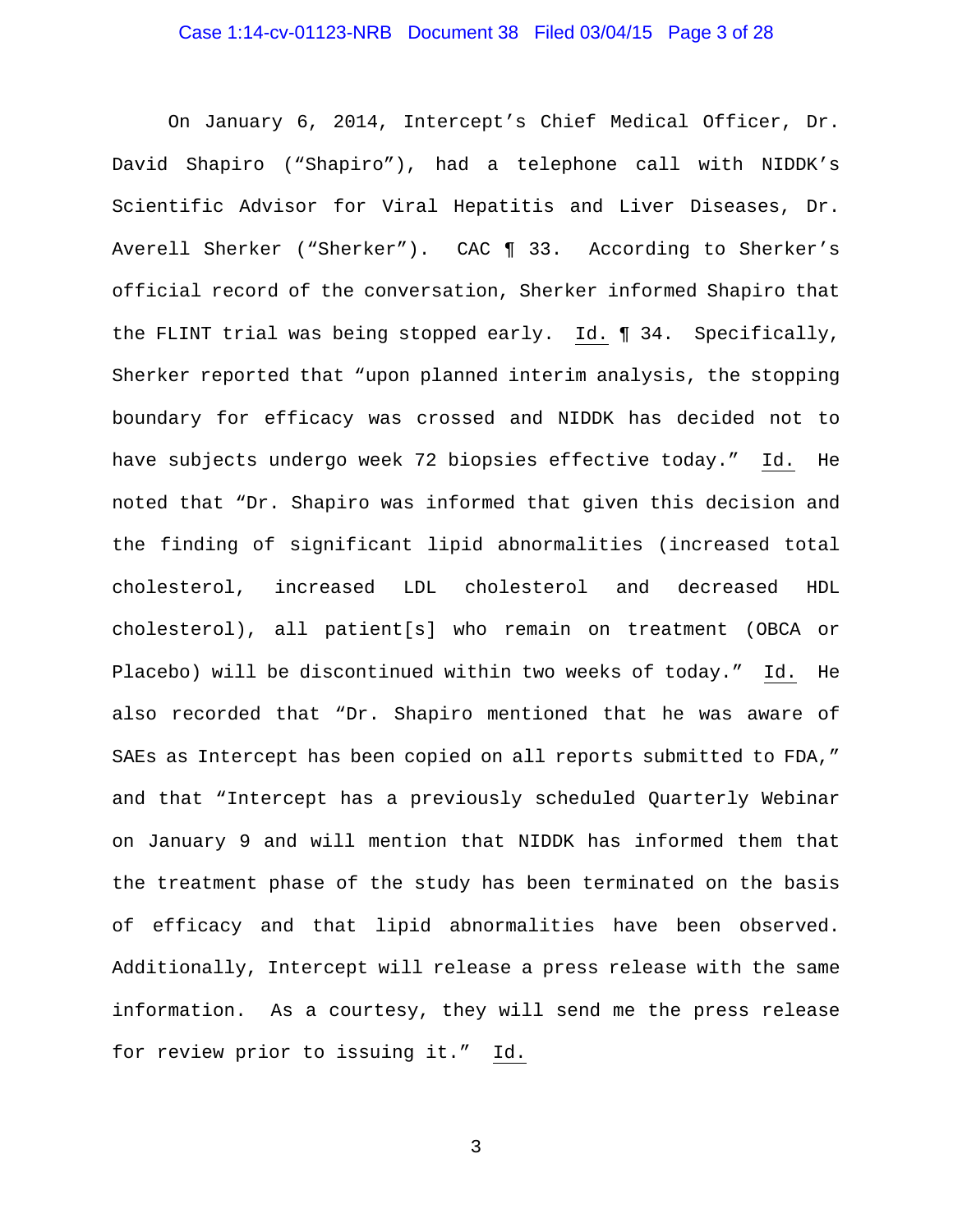On January 6, 2014, Intercept's Chief Medical Officer, Dr. David Shapiro ("Shapiro"), had a telephone call with NIDDK's Scientific Advisor for Viral Hepatitis and Liver Diseases, Dr. Averell Sherker ("Sherker"). CAC ¶ 33. According to Sherker's official record of the conversation, Sherker informed Shapiro that the FLINT trial was being stopped early. Id. ¶ 34. Specifically, Sherker reported that "upon planned interim analysis, the stopping boundary for efficacy was crossed and NIDDK has decided not to have subjects undergo week 72 biopsies effective today." Id. He noted that "Dr. Shapiro was informed that given this decision and the finding of significant lipid abnormalities (increased total cholesterol, increased LDL cholesterol and decreased HDL cholesterol), all patient[s] who remain on treatment (OBCA or Placebo) will be discontinued within two weeks of today." Id. He also recorded that "Dr. Shapiro mentioned that he was aware of SAEs as Intercept has been copied on all reports submitted to FDA," and that "Intercept has a previously scheduled Quarterly Webinar on January 9 and will mention that NIDDK has informed them that the treatment phase of the study has been terminated on the basis of efficacy and that lipid abnormalities have been observed. Additionally, Intercept will release a press release with the same information. As a courtesy, they will send me the press release for review prior to issuing it." Id.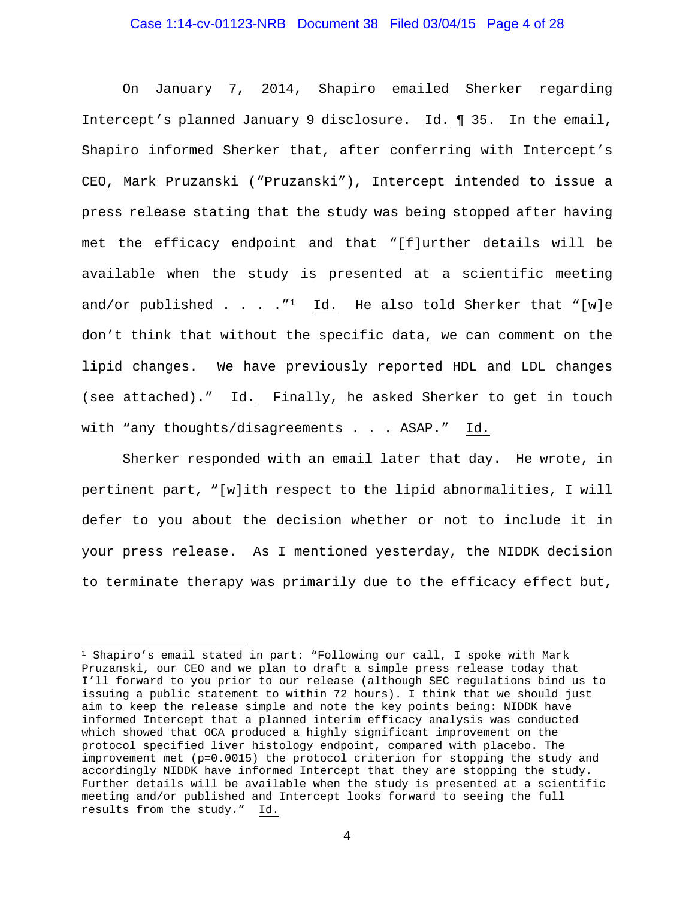On January 7, 2014, Shapiro emailed Sherker regarding Intercept's planned January 9 disclosure. Id. ¶ 35. In the email, Shapiro informed Sherker that, after conferring with Intercept's CEO, Mark Pruzanski ("Pruzanski"), Intercept intended to issue a press release stating that the study was being stopped after having met the efficacy endpoint and that "[f]urther details will be available when the study is presented at a scientific meeting and/or published . . . ."[1] Id. He also told Sherker that "[w]e don't think that without the specific data, we can comment on the lipid changes. We have previously reported HDL and LDL changes (see attached)." Id. Finally, he asked Sherker to get in touch with "any thoughts/disagreements . . . ASAP." Id.

Sherker responded with an email later that day. He wrote, in pertinent part, "[w]ith respect to the lipid abnormalities, I will defer to you about the decision whether or not to include it in your press release. As I mentioned yesterday, the NIDDK decision to terminate therapy was primarily due to the efficacy effect but,

---

[1] Shapiro's email stated in part: "Following our call, I spoke with Mark Pruzanski, our CEO and we plan to draft a simple press release today that I'll forward to you prior to our release (although SEC regulations bind us to issuing a public statement to within 72 hours). I think that we should just aim to keep the release simple and note the key points being: NIDDK have informed Intercept that a planned interim efficacy analysis was conducted which showed that OCA produced a highly significant improvement on the protocol specified liver histology endpoint, compared with placebo. The improvement met (p=0.0015) the protocol criterion for stopping the study and accordingly NIDDK have informed Intercept that they are stopping the study. Further details will be available when the study is presented at a scientific meeting and/or published and Intercept looks forward to seeing the full results from the study." Id.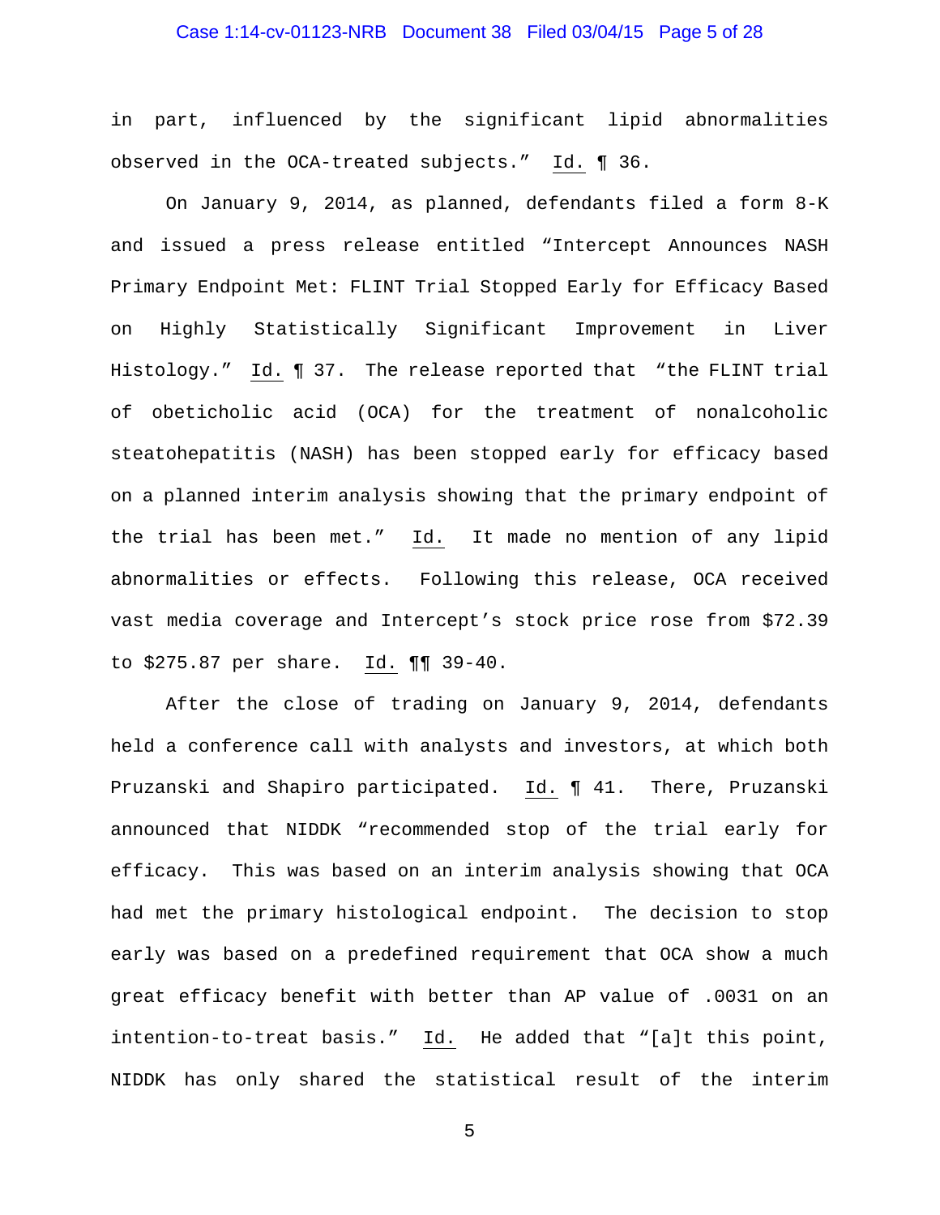in part, influenced by the significant lipid abnormalities observed in the OCA-treated subjects." Id. ¶ 36.

On January 9, 2014, as planned, defendants filed a form 8-K and issued a press release entitled "Intercept Announces NASH Primary Endpoint Met: FLINT Trial Stopped Early for Efficacy Based on Highly Statistically Significant Improvement in Liver Histology." Id. ¶ 37. The release reported that "the FLINT trial of obeticholic acid (OCA) for the treatment of nonalcoholic steatohepatitis (NASH) has been stopped early for efficacy based on a planned interim analysis showing that the primary endpoint of the trial has been met." Id. It made no mention of any lipid abnormalities or effects. Following this release, OCA received vast media coverage and Intercept's stock price rose from $72.39 to $275.87 per share. Id. ¶¶ 39-40.

After the close of trading on January 9, 2014, defendants held a conference call with analysts and investors, at which both Pruzanski and Shapiro participated. Id. ¶ 41. There, Pruzanski announced that NIDDK "recommended stop of the trial early for efficacy. This was based on an interim analysis showing that OCA had met the primary histological endpoint. The decision to stop early was based on a predefined requirement that OCA show a much great efficacy benefit with better than AP value of .0031 on an intention-to-treat basis." Id. He added that "[a]t this point, NIDDK has only shared the statistical result of the interim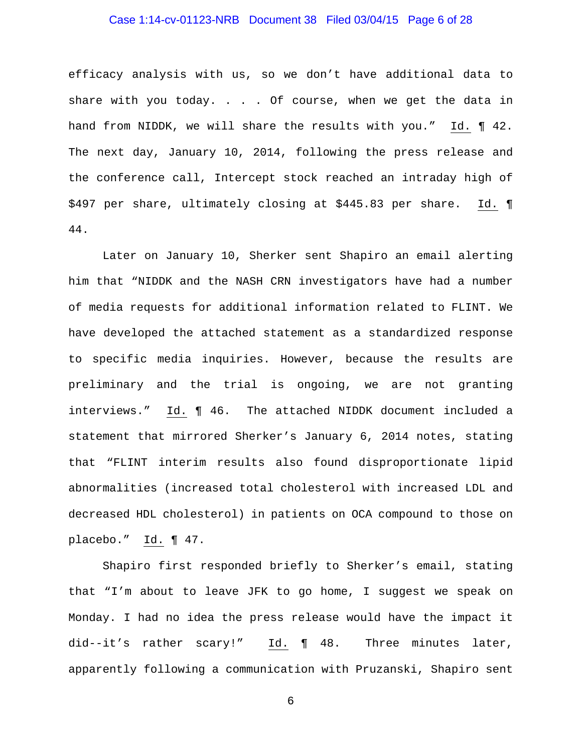efficacy analysis with us, so we don't have additional data to share with you today. . . . Of course, when we get the data in hand from NIDDK, we will share the results with you." Id. ¶ 42. The next day, January 10, 2014, following the press release and the conference call, Intercept stock reached an intraday high of $497 per share, ultimately closing at $445.83 per share. Id. ¶ 44.

Later on January 10, Sherker sent Shapiro an email alerting him that "NIDDK and the NASH CRN investigators have had a number of media requests for additional information related to FLINT. We have developed the attached statement as a standardized response to specific media inquiries. However, because the results are preliminary and the trial is ongoing, we are not granting interviews." Id. ¶ 46. The attached NIDDK document included a statement that mirrored Sherker's January 6, 2014 notes, stating that "FLINT interim results also found disproportionate lipid abnormalities (increased total cholesterol with increased LDL and decreased HDL cholesterol) in patients on OCA compound to those on placebo." Id. ¶ 47.

Shapiro first responded briefly to Sherker's email, stating that "I'm about to leave JFK to go home, I suggest we speak on Monday. I had no idea the press release would have the impact it did--it's rather scary!" Id. ¶ 48. Three minutes later, apparently following a communication with Pruzanski, Shapiro sent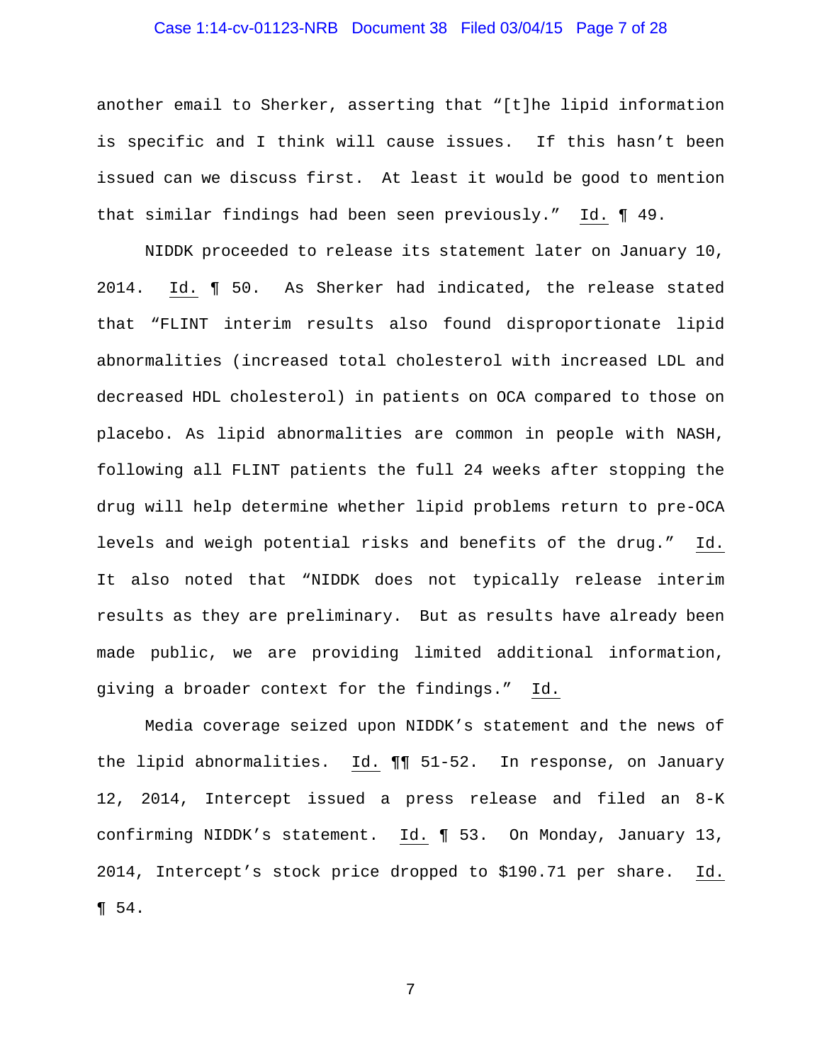another email to Sherker, asserting that "[t]he lipid information is specific and I think will cause issues. If this hasn't been issued can we discuss first. At least it would be good to mention that similar findings had been seen previously." Id. ¶ 49.

NIDDK proceeded to release its statement later on January 10, 2014. Id. ¶ 50. As Sherker had indicated, the release stated that "FLINT interim results also found disproportionate lipid abnormalities (increased total cholesterol with increased LDL and decreased HDL cholesterol) in patients on OCA compared to those on placebo. As lipid abnormalities are common in people with NASH, following all FLINT patients the full 24 weeks after stopping the drug will help determine whether lipid problems return to pre-OCA levels and weigh potential risks and benefits of the drug." Id. It also noted that "NIDDK does not typically release interim results as they are preliminary. But as results have already been made public, we are providing limited additional information, giving a broader context for the findings." Id.

Media coverage seized upon NIDDK's statement and the news of the lipid abnormalities. Id. ¶¶ 51-52. In response, on January 12, 2014, Intercept issued a press release and filed an 8-K confirming NIDDK's statement. Id. ¶ 53. On Monday, January 13, 2014, Intercept's stock price dropped to $190.71 per share. Id. ¶ 54.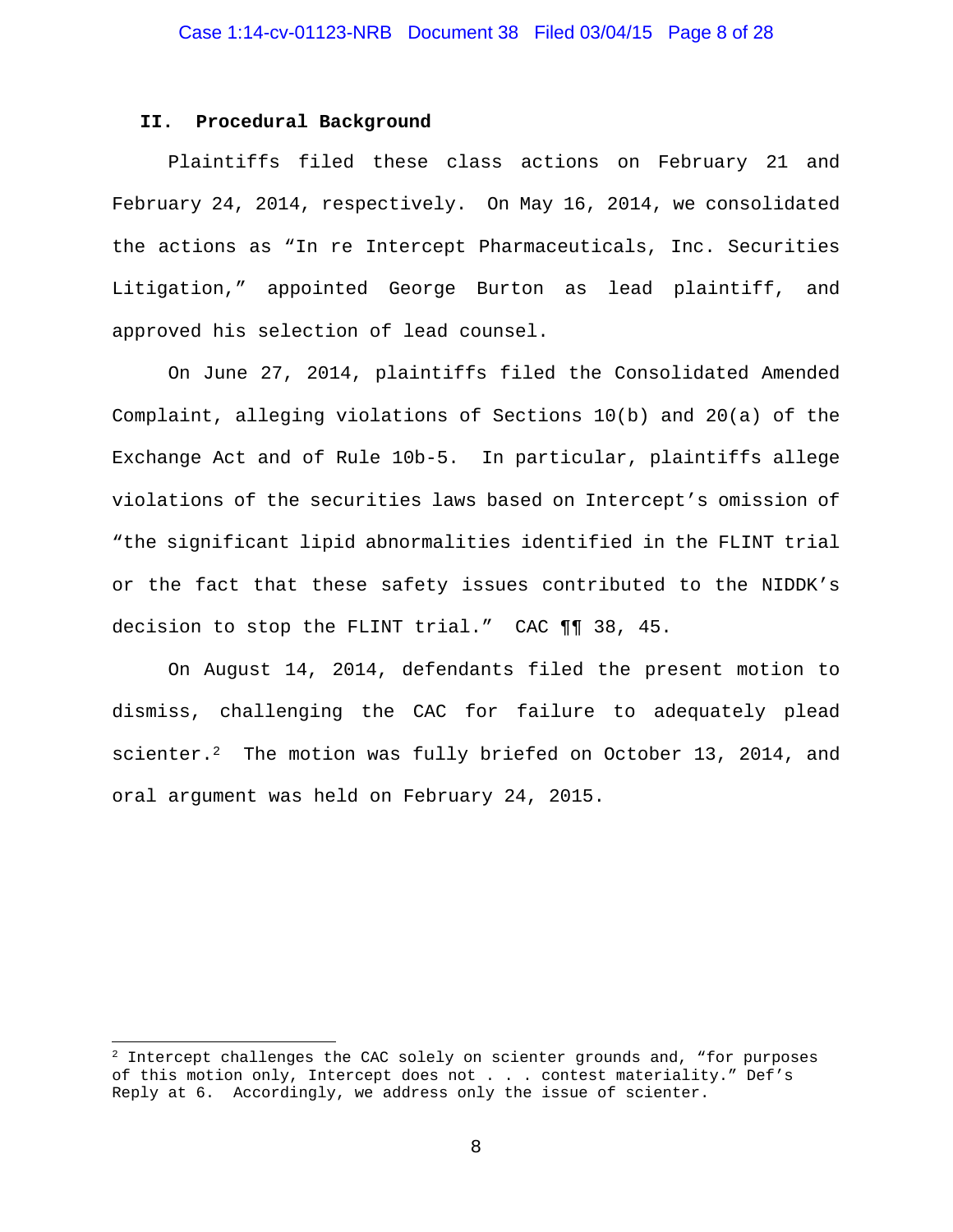## II. Procedural Background

Plaintiffs filed these class actions on February 21 and February 24, 2014, respectively. On May 16, 2014, we consolidated the actions as "In re Intercept Pharmaceuticals, Inc. Securities Litigation," appointed George Burton as lead plaintiff, and approved his selection of lead counsel.

On June 27, 2014, plaintiffs filed the Consolidated Amended Complaint, alleging violations of Sections 10(b) and 20(a) of the Exchange Act and of Rule 10b-5. In particular, plaintiffs allege violations of the securities laws based on Intercept's omission of "the significant lipid abnormalities identified in the FLINT trial or the fact that these safety issues contributed to the NIDDK's decision to stop the FLINT trial." CAC ¶¶ 38, 45.

On August 14, 2014, defendants filed the present motion to dismiss, challenging the CAC for failure to adequately plead scienter.[2] The motion was fully briefed on October 13, 2014, and oral argument was held on February 24, 2015.

---

[2] Intercept challenges the CAC solely on scienter grounds and, "for purposes of this motion only, Intercept does not . . . contest materiality." Def's Reply at 6. Accordingly, we address only the issue of scienter.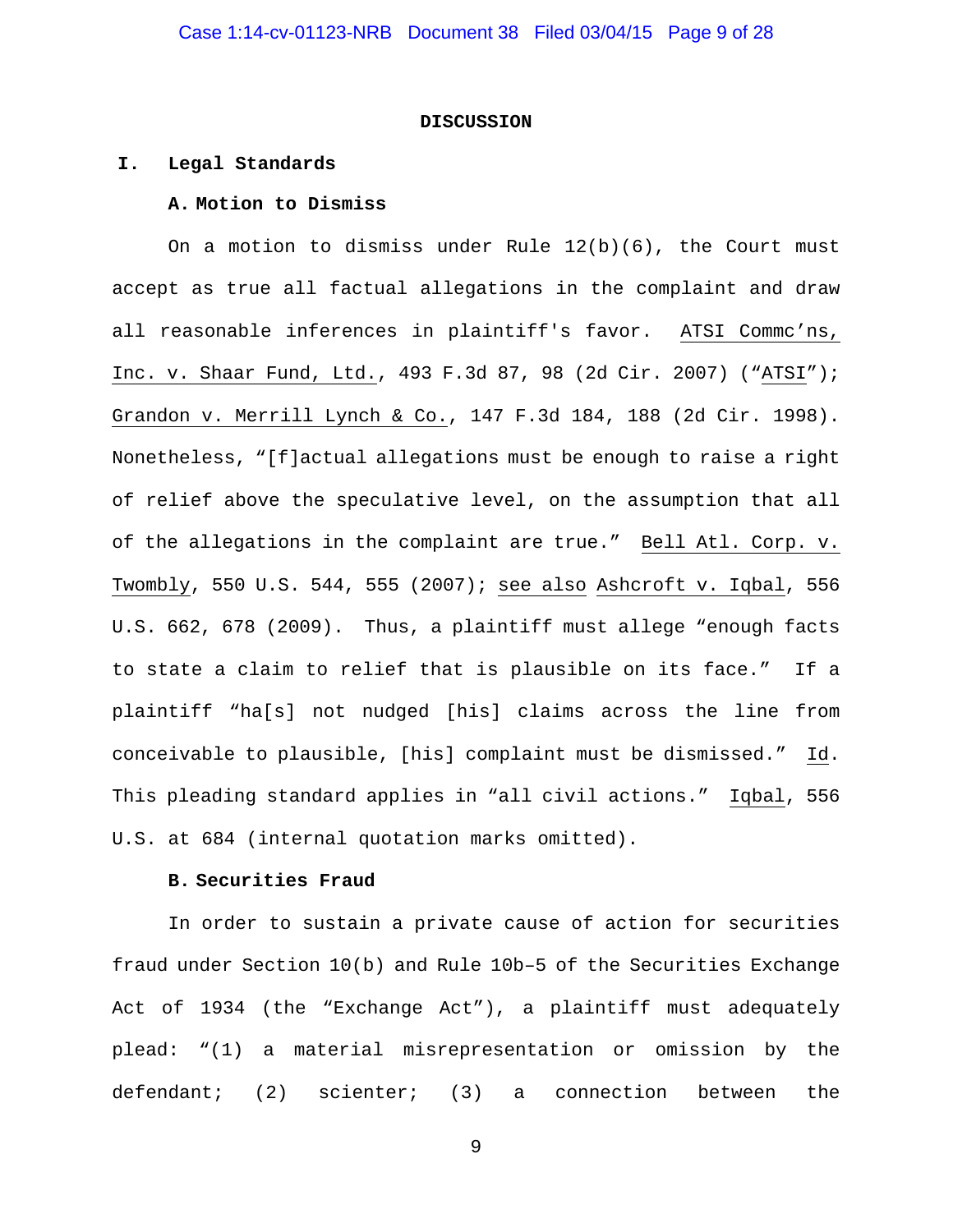**DISCUSSION**

## I. Legal Standards

### A. Motion to Dismiss

On a motion to dismiss under Rule 12(b)(6), the Court must accept as true all factual allegations in the complaint and draw all reasonable inferences in plaintiff's favor. ATSI Commc'ns, Inc. v. Shaar Fund, Ltd., 493 F.3d 87, 98 (2d Cir. 2007) ("ATSI"); Grandon v. Merrill Lynch & Co., 147 F.3d 184, 188 (2d Cir. 1998). Nonetheless, "[f]actual allegations must be enough to raise a right of relief above the speculative level, on the assumption that all of the allegations in the complaint are true." Bell Atl. Corp. v. Twombly, 550 U.S. 544, 555 (2007); see also Ashcroft v. Iqbal, 556 U.S. 662, 678 (2009). Thus, a plaintiff must allege "enough facts to state a claim to relief that is plausible on its face." If a plaintiff "ha[s] not nudged [his] claims across the line from conceivable to plausible, [his] complaint must be dismissed." Id. This pleading standard applies in "all civil actions." Iqbal, 556 U.S. at 684 (internal quotation marks omitted).

### B. Securities Fraud

In order to sustain a private cause of action for securities fraud under Section 10(b) and Rule 10b–5 of the Securities Exchange Act of 1934 (the "Exchange Act"), a plaintiff must adequately plead: "(1) a material misrepresentation or omission by the defendant; (2) scienter; (3) a connection between the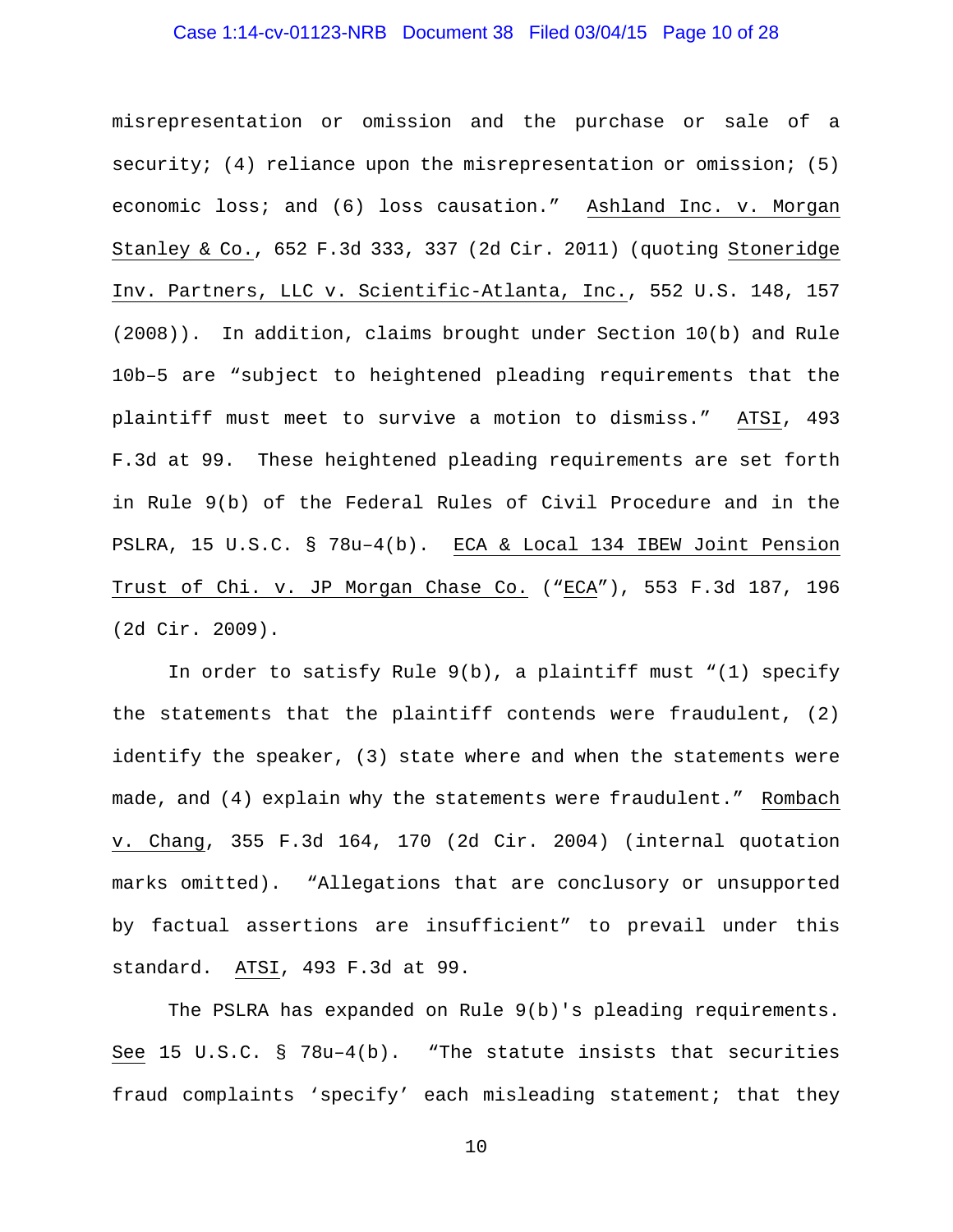misrepresentation or omission and the purchase or sale of a security; (4) reliance upon the misrepresentation or omission; (5) economic loss; and (6) loss causation." Ashland Inc. v. Morgan Stanley & Co., 652 F.3d 333, 337 (2d Cir. 2011) (quoting Stoneridge Inv. Partners, LLC v. Scientific-Atlanta, Inc., 552 U.S. 148, 157 (2008)). In addition, claims brought under Section 10(b) and Rule 10b–5 are "subject to heightened pleading requirements that the plaintiff must meet to survive a motion to dismiss." ATSI, 493 F.3d at 99. These heightened pleading requirements are set forth in Rule 9(b) of the Federal Rules of Civil Procedure and in the PSLRA, 15 U.S.C. § 78u–4(b). ECA & Local 134 IBEW Joint Pension Trust of Chi. v. JP Morgan Chase Co. ("ECA"), 553 F.3d 187, 196 (2d Cir. 2009).

In order to satisfy Rule 9(b), a plaintiff must "(1) specify the statements that the plaintiff contends were fraudulent, (2) identify the speaker, (3) state where and when the statements were made, and (4) explain why the statements were fraudulent." Rombach v. Chang, 355 F.3d 164, 170 (2d Cir. 2004) (internal quotation marks omitted). "Allegations that are conclusory or unsupported by factual assertions are insufficient" to prevail under this standard. ATSI, 493 F.3d at 99.

The PSLRA has expanded on Rule 9(b)'s pleading requirements. See 15 U.S.C. § 78u–4(b). "The statute insists that securities fraud complaints 'specify' each misleading statement; that they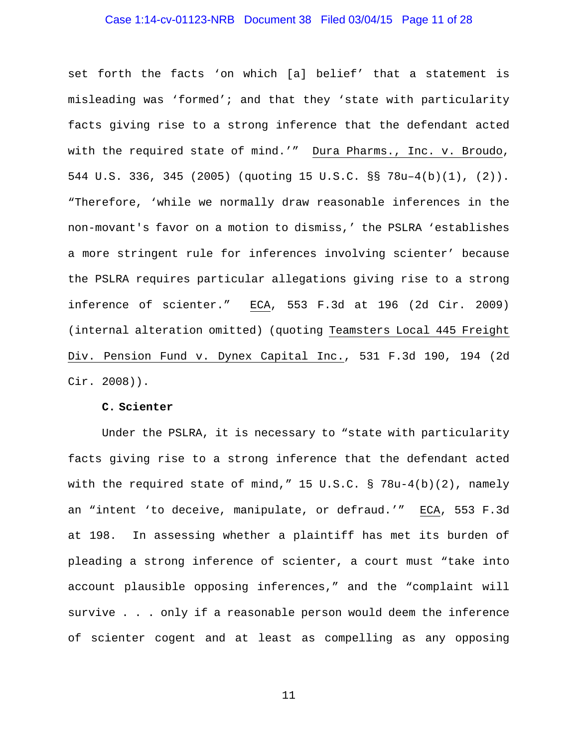set forth the facts 'on which [a] belief' that a statement is misleading was 'formed'; and that they 'state with particularity facts giving rise to a strong inference that the defendant acted with the required state of mind.'" Dura Pharms., Inc. v. Broudo, 544 U.S. 336, 345 (2005) (quoting 15 U.S.C. §§ 78u–4(b)(1), (2)). "Therefore, 'while we normally draw reasonable inferences in the non-movant's favor on a motion to dismiss,' the PSLRA 'establishes a more stringent rule for inferences involving scienter' because the PSLRA requires particular allegations giving rise to a strong inference of scienter." ECA, 553 F.3d at 196 (2d Cir. 2009) (internal alteration omitted) (quoting Teamsters Local 445 Freight Div. Pension Fund v. Dynex Capital Inc., 531 F.3d 190, 194 (2d Cir. 2008)).

**C. Scienter**

Under the PSLRA, it is necessary to "state with particularity facts giving rise to a strong inference that the defendant acted with the required state of mind," 15 U.S.C. § 78u-4(b)(2), namely an "intent 'to deceive, manipulate, or defraud.'" ECA, 553 F.3d at 198. In assessing whether a plaintiff has met its burden of pleading a strong inference of scienter, a court must "take into account plausible opposing inferences," and the "complaint will survive . . . only if a reasonable person would deem the inference of scienter cogent and at least as compelling as any opposing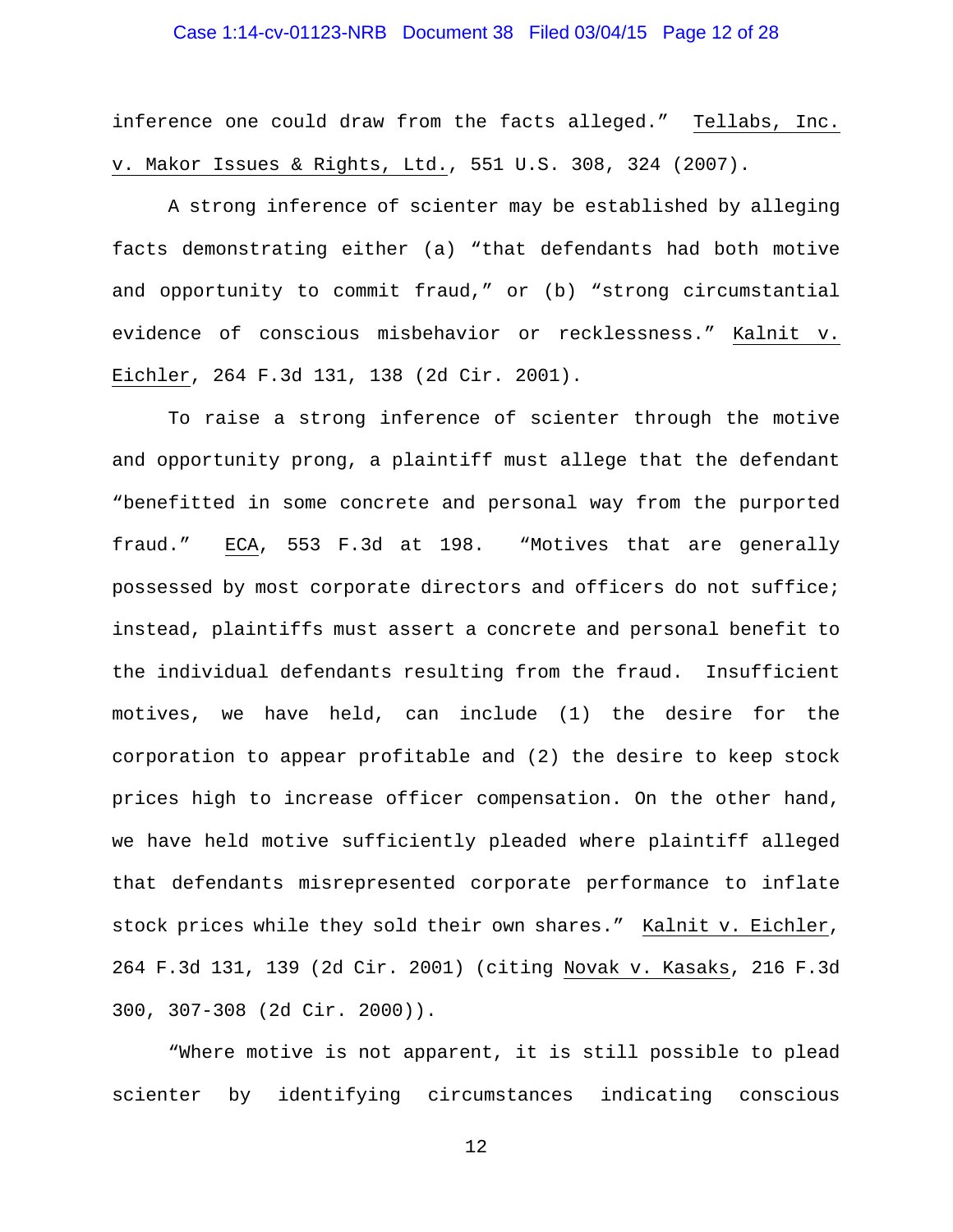inference one could draw from the facts alleged." Tellabs, Inc. v. Makor Issues & Rights, Ltd., 551 U.S. 308, 324 (2007).

A strong inference of scienter may be established by alleging facts demonstrating either (a) "that defendants had both motive and opportunity to commit fraud," or (b) "strong circumstantial evidence of conscious misbehavior or recklessness." Kalnit v. Eichler, 264 F.3d 131, 138 (2d Cir. 2001).

To raise a strong inference of scienter through the motive and opportunity prong, a plaintiff must allege that the defendant "benefitted in some concrete and personal way from the purported fraud." ECA, 553 F.3d at 198. "Motives that are generally possessed by most corporate directors and officers do not suffice; instead, plaintiffs must assert a concrete and personal benefit to the individual defendants resulting from the fraud. Insufficient motives, we have held, can include (1) the desire for the corporation to appear profitable and (2) the desire to keep stock prices high to increase officer compensation. On the other hand, we have held motive sufficiently pleaded where plaintiff alleged that defendants misrepresented corporate performance to inflate stock prices while they sold their own shares." Kalnit v. Eichler, 264 F.3d 131, 139 (2d Cir. 2001) (citing Novak v. Kasaks, 216 F.3d 300, 307-308 (2d Cir. 2000)).

"Where motive is not apparent, it is still possible to plead scienter by identifying circumstances indicating conscious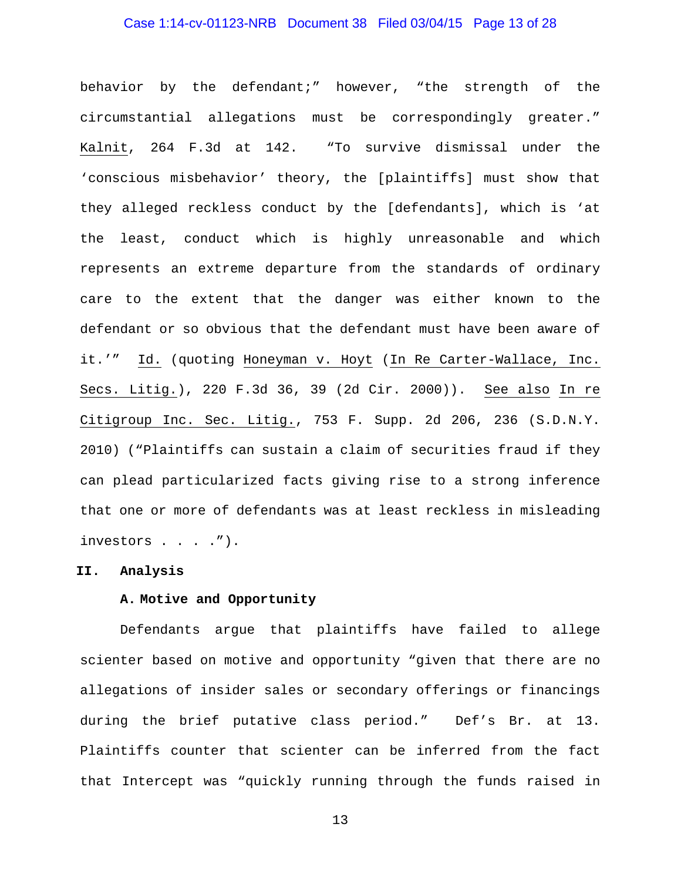behavior by the defendant;" however, "the strength of the circumstantial allegations must be correspondingly greater." Kalnit, 264 F.3d at 142. "To survive dismissal under the 'conscious misbehavior' theory, the [plaintiffs] must show that they alleged reckless conduct by the [defendants], which is 'at the least, conduct which is highly unreasonable and which represents an extreme departure from the standards of ordinary care to the extent that the danger was either known to the defendant or so obvious that the defendant must have been aware of it.'" Id. (quoting Honeyman v. Hoyt (In Re Carter-Wallace, Inc. Secs. Litig.), 220 F.3d 36, 39 (2d Cir. 2000)). See also In re Citigroup Inc. Sec. Litig., 753 F. Supp. 2d 206, 236 (S.D.N.Y. 2010) ("Plaintiffs can sustain a claim of securities fraud if they can plead particularized facts giving rise to a strong inference that one or more of defendants was at least reckless in misleading investors . . . .").

## II. Analysis

### A. Motive and Opportunity

Defendants argue that plaintiffs have failed to allege scienter based on motive and opportunity "given that there are no allegations of insider sales or secondary offerings or financings during the brief putative class period." Def's Br. at 13. Plaintiffs counter that scienter can be inferred from the fact that Intercept was "quickly running through the funds raised in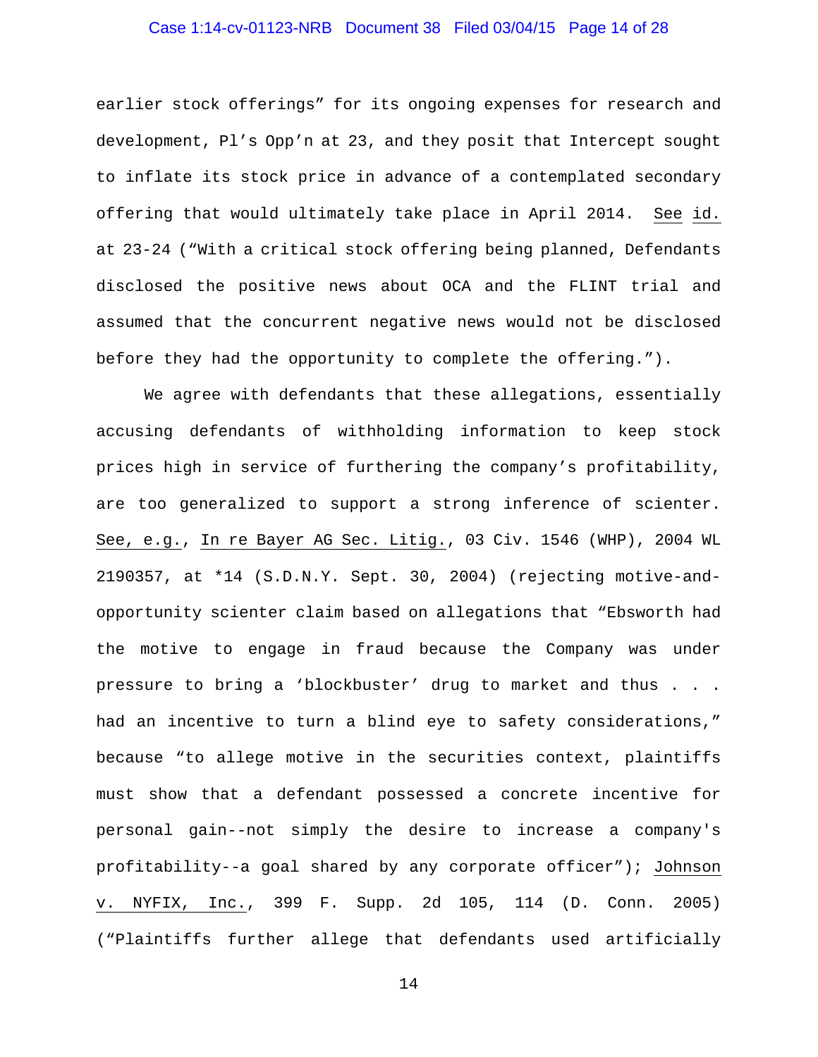earlier stock offerings" for its ongoing expenses for research and development, Pl's Opp'n at 23, and they posit that Intercept sought to inflate its stock price in advance of a contemplated secondary offering that would ultimately take place in April 2014. See id. at 23-24 ("With a critical stock offering being planned, Defendants disclosed the positive news about OCA and the FLINT trial and assumed that the concurrent negative news would not be disclosed before they had the opportunity to complete the offering.").

We agree with defendants that these allegations, essentially accusing defendants of withholding information to keep stock prices high in service of furthering the company's profitability, are too generalized to support a strong inference of scienter. See, e.g., In re Bayer AG Sec. Litig., 03 Civ. 1546 (WHP), 2004 WL 2190357, at *14 (S.D.N.Y. Sept. 30, 2004) (rejecting motive-and-opportunity scienter claim based on allegations that "Ebsworth had the motive to engage in fraud because the Company was under pressure to bring a 'blockbuster' drug to market and thus . . . had an incentive to turn a blind eye to safety considerations," because "to allege motive in the securities context, plaintiffs must show that a defendant possessed a concrete incentive for personal gain--not simply the desire to increase a company's profitability--a goal shared by any corporate officer"); Johnson v. NYFIX, Inc., 399 F. Supp. 2d 105, 114 (D. Conn. 2005) ("Plaintiffs further allege that defendants used artificially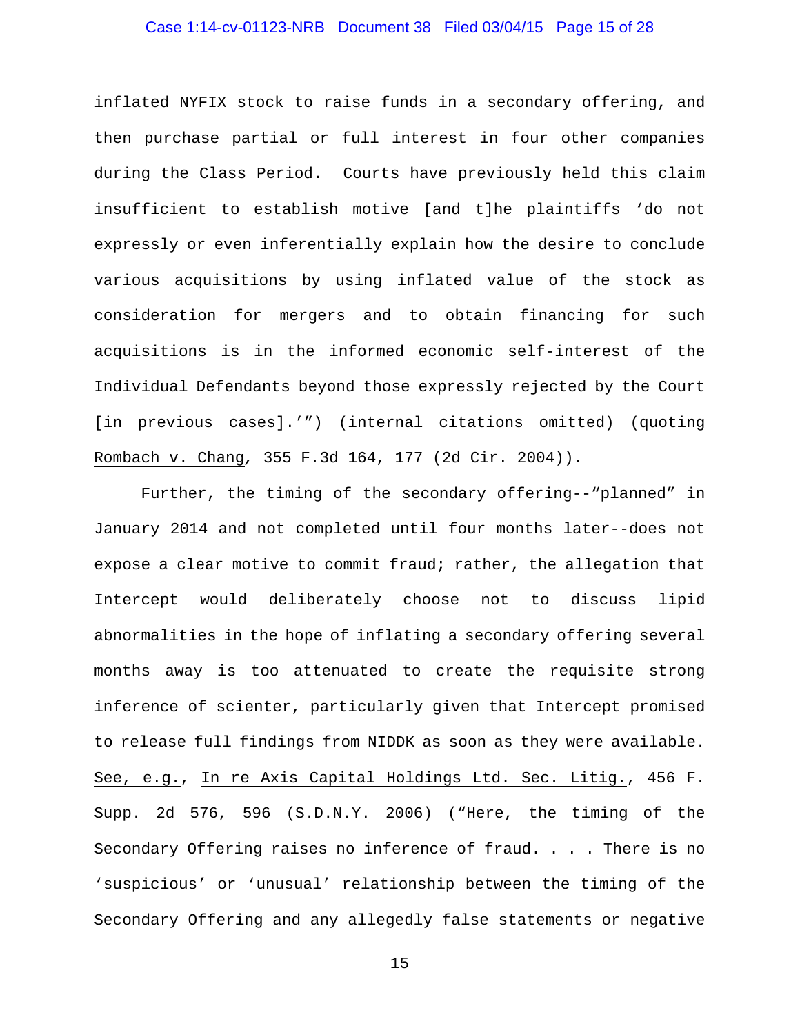inflated NYFIX stock to raise funds in a secondary offering, and then purchase partial or full interest in four other companies during the Class Period. Courts have previously held this claim insufficient to establish motive [and t]he plaintiffs 'do not expressly or even inferentially explain how the desire to conclude various acquisitions by using inflated value of the stock as consideration for mergers and to obtain financing for such acquisitions is in the informed economic self-interest of the Individual Defendants beyond those expressly rejected by the Court [in previous cases].'") (internal citations omitted) (quoting Rombach v. Chang, 355 F.3d 164, 177 (2d Cir. 2004)).

Further, the timing of the secondary offering--"planned" in January 2014 and not completed until four months later--does not expose a clear motive to commit fraud; rather, the allegation that Intercept would deliberately choose not to discuss lipid abnormalities in the hope of inflating a secondary offering several months away is too attenuated to create the requisite strong inference of scienter, particularly given that Intercept promised to release full findings from NIDDK as soon as they were available. See, e.g., In re Axis Capital Holdings Ltd. Sec. Litig., 456 F. Supp. 2d 576, 596 (S.D.N.Y. 2006) ("Here, the timing of the Secondary Offering raises no inference of fraud. . . . There is no 'suspicious' or 'unusual' relationship between the timing of the Secondary Offering and any allegedly false statements or negative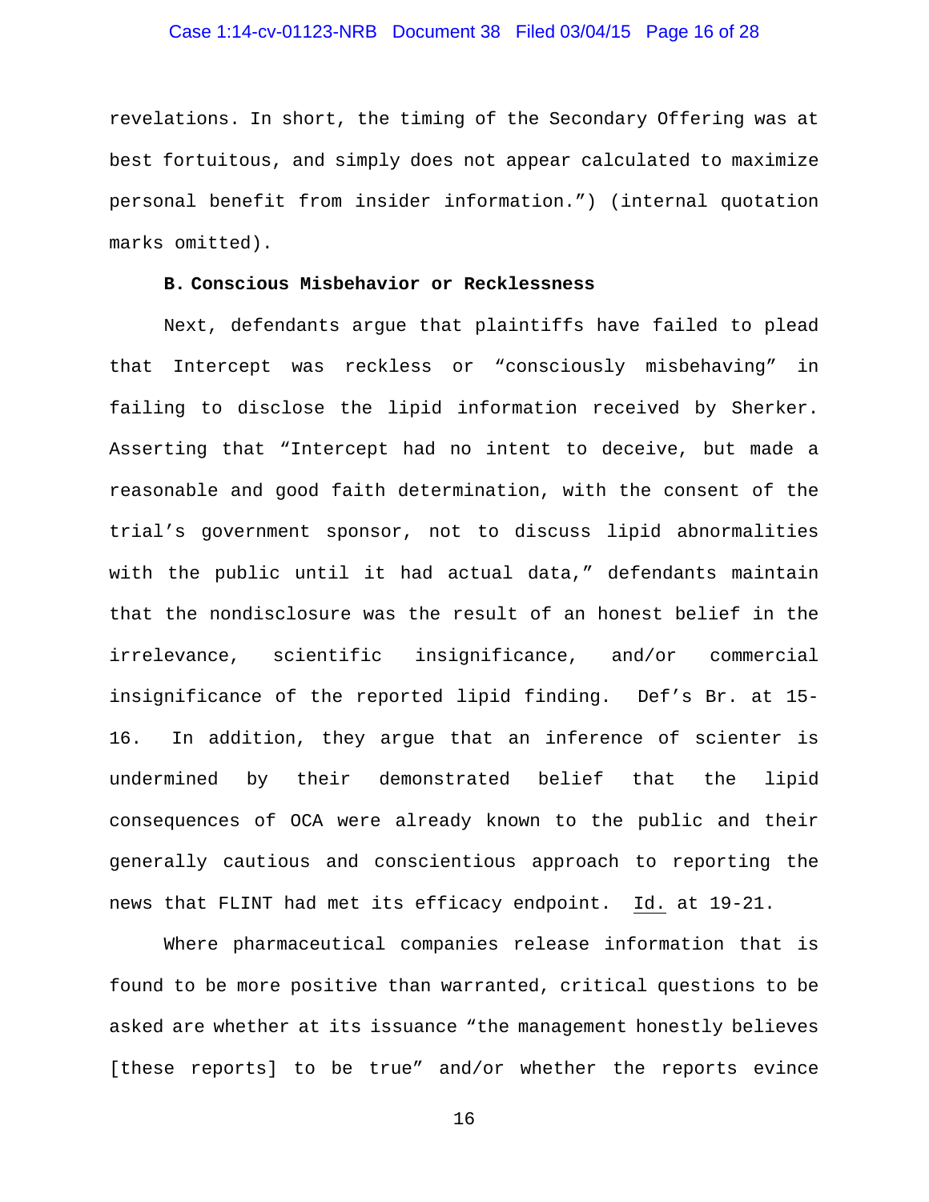revelations. In short, the timing of the Secondary Offering was at best fortuitous, and simply does not appear calculated to maximize personal benefit from insider information.") (internal quotation marks omitted).

### B. Conscious Misbehavior or Recklessness

Next, defendants argue that plaintiffs have failed to plead that Intercept was reckless or "consciously misbehaving" in failing to disclose the lipid information received by Sherker. Asserting that "Intercept had no intent to deceive, but made a reasonable and good faith determination, with the consent of the trial's government sponsor, not to discuss lipid abnormalities with the public until it had actual data," defendants maintain that the nondisclosure was the result of an honest belief in the irrelevance, scientific insignificance, and/or commercial insignificance of the reported lipid finding. Def's Br. at 15-16. In addition, they argue that an inference of scienter is undermined by their demonstrated belief that the lipid consequences of OCA were already known to the public and their generally cautious and conscientious approach to reporting the news that FLINT had met its efficacy endpoint. Id. at 19-21.

Where pharmaceutical companies release information that is found to be more positive than warranted, critical questions to be asked are whether at its issuance "the management honestly believes [these reports] to be true" and/or whether the reports evince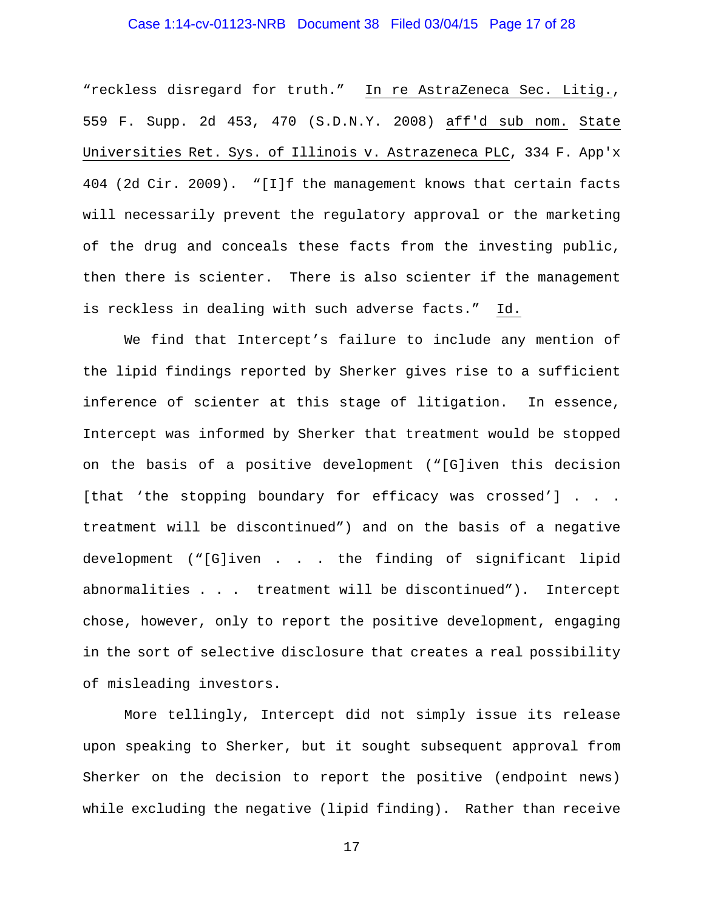"reckless disregard for truth." In re AstraZeneca Sec. Litig., 559 F. Supp. 2d 453, 470 (S.D.N.Y. 2008) aff'd sub nom. State Universities Ret. Sys. of Illinois v. Astrazeneca PLC, 334 F. App'x 404 (2d Cir. 2009). "[I]f the management knows that certain facts will necessarily prevent the regulatory approval or the marketing of the drug and conceals these facts from the investing public, then there is scienter. There is also scienter if the management is reckless in dealing with such adverse facts." Id.

We find that Intercept's failure to include any mention of the lipid findings reported by Sherker gives rise to a sufficient inference of scienter at this stage of litigation. In essence, Intercept was informed by Sherker that treatment would be stopped on the basis of a positive development ("[G]iven this decision [that 'the stopping boundary for efficacy was crossed'] . . . treatment will be discontinued") and on the basis of a negative development ("[G]iven . . . the finding of significant lipid abnormalities . . . treatment will be discontinued"). Intercept chose, however, only to report the positive development, engaging in the sort of selective disclosure that creates a real possibility of misleading investors.

More tellingly, Intercept did not simply issue its release upon speaking to Sherker, but it sought subsequent approval from Sherker on the decision to report the positive (endpoint news) while excluding the negative (lipid finding). Rather than receive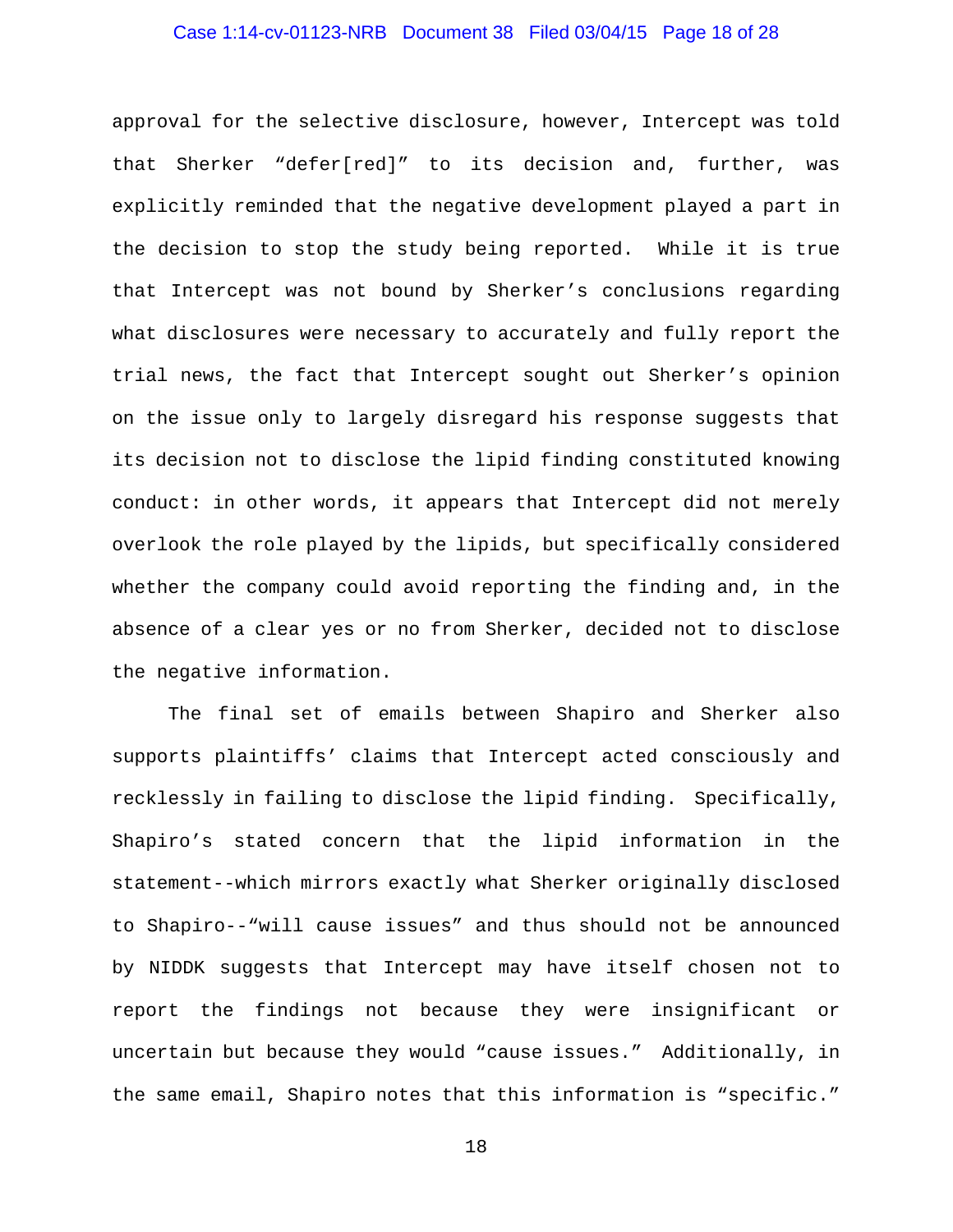approval for the selective disclosure, however, Intercept was told that Sherker "defer[red]" to its decision and, further, was explicitly reminded that the negative development played a part in the decision to stop the study being reported. While it is true that Intercept was not bound by Sherker's conclusions regarding what disclosures were necessary to accurately and fully report the trial news, the fact that Intercept sought out Sherker's opinion on the issue only to largely disregard his response suggests that its decision not to disclose the lipid finding constituted knowing conduct: in other words, it appears that Intercept did not merely overlook the role played by the lipids, but specifically considered whether the company could avoid reporting the finding and, in the absence of a clear yes or no from Sherker, decided not to disclose the negative information.

The final set of emails between Shapiro and Sherker also supports plaintiffs' claims that Intercept acted consciously and recklessly in failing to disclose the lipid finding. Specifically, Shapiro's stated concern that the lipid information in the statement--which mirrors exactly what Sherker originally disclosed to Shapiro--"will cause issues" and thus should not be announced by NIDDK suggests that Intercept may have itself chosen not to report the findings not because they were insignificant or uncertain but because they would "cause issues." Additionally, in the same email, Shapiro notes that this information is "specific."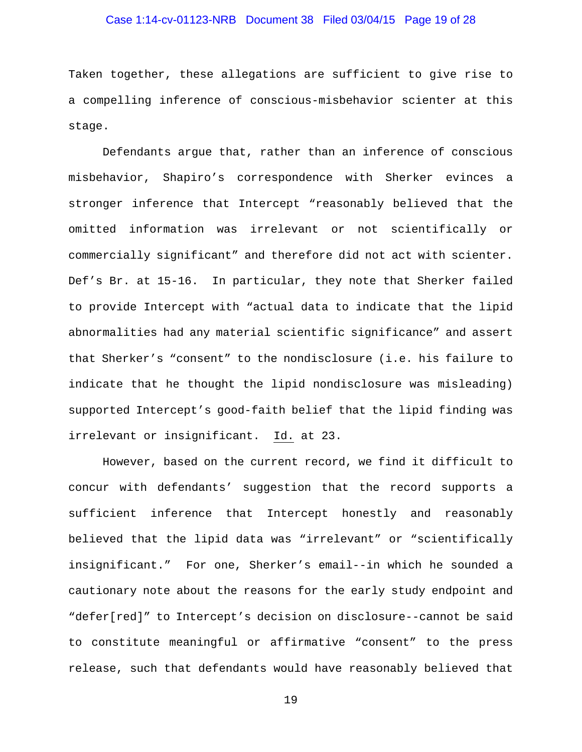Taken together, these allegations are sufficient to give rise to a compelling inference of conscious-misbehavior scienter at this stage.

Defendants argue that, rather than an inference of conscious misbehavior, Shapiro's correspondence with Sherker evinces a stronger inference that Intercept "reasonably believed that the omitted information was irrelevant or not scientifically or commercially significant" and therefore did not act with scienter. Def's Br. at 15-16. In particular, they note that Sherker failed to provide Intercept with "actual data to indicate that the lipid abnormalities had any material scientific significance" and assert that Sherker's "consent" to the nondisclosure (i.e. his failure to indicate that he thought the lipid nondisclosure was misleading) supported Intercept's good-faith belief that the lipid finding was irrelevant or insignificant. Id. at 23.

However, based on the current record, we find it difficult to concur with defendants' suggestion that the record supports a sufficient inference that Intercept honestly and reasonably believed that the lipid data was "irrelevant" or "scientifically insignificant." For one, Sherker's email--in which he sounded a cautionary note about the reasons for the early study endpoint and "defer[red]" to Intercept's decision on disclosure--cannot be said to constitute meaningful or affirmative "consent" to the press release, such that defendants would have reasonably believed that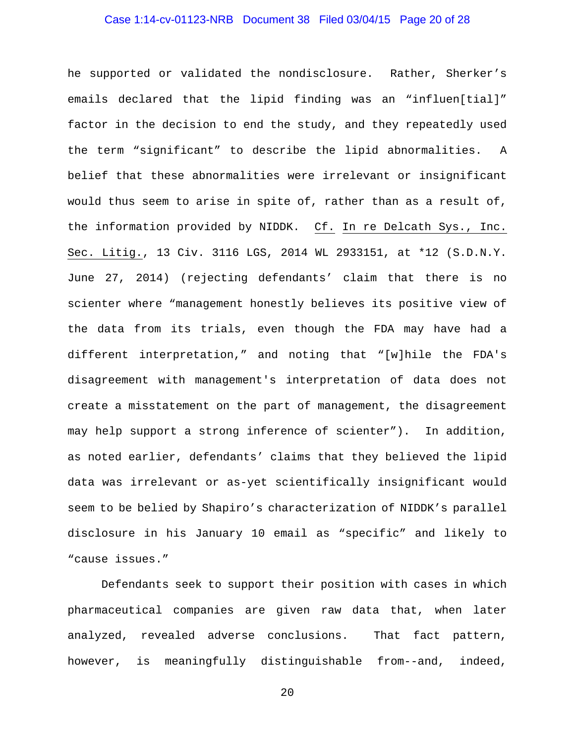he supported or validated the nondisclosure. Rather, Sherker's emails declared that the lipid finding was an "influen[tial]" factor in the decision to end the study, and they repeatedly used the term "significant" to describe the lipid abnormalities. A belief that these abnormalities were irrelevant or insignificant would thus seem to arise in spite of, rather than as a result of, the information provided by NIDDK. Cf. In re Delcath Sys., Inc. Sec. Litig., 13 Civ. 3116 LGS, 2014 WL 2933151, at *12 (S.D.N.Y. June 27, 2014) (rejecting defendants' claim that there is no scienter where "management honestly believes its positive view of the data from its trials, even though the FDA may have had a different interpretation," and noting that "[w]hile the FDA's disagreement with management's interpretation of data does not create a misstatement on the part of management, the disagreement may help support a strong inference of scienter"). In addition, as noted earlier, defendants' claims that they believed the lipid data was irrelevant or as-yet scientifically insignificant would seem to be belied by Shapiro's characterization of NIDDK's parallel disclosure in his January 10 email as "specific" and likely to "cause issues."

Defendants seek to support their position with cases in which pharmaceutical companies are given raw data that, when later analyzed, revealed adverse conclusions. That fact pattern, however, is meaningfully distinguishable from--and, indeed,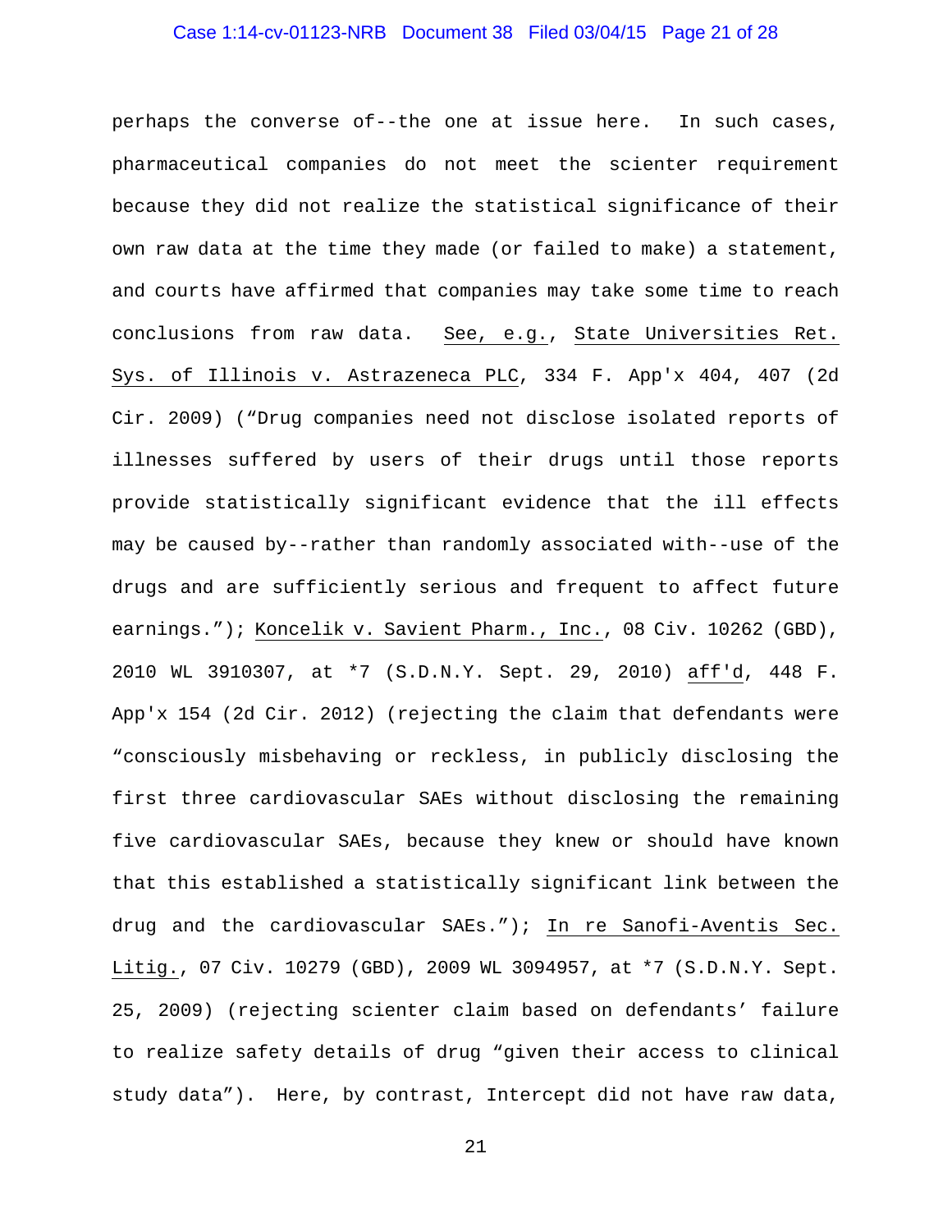perhaps the converse of--the one at issue here. In such cases, pharmaceutical companies do not meet the scienter requirement because they did not realize the statistical significance of their own raw data at the time they made (or failed to make) a statement, and courts have affirmed that companies may take some time to reach conclusions from raw data. See, e.g., State Universities Ret. Sys. of Illinois v. Astrazeneca PLC, 334 F. App'x 404, 407 (2d Cir. 2009) ("Drug companies need not disclose isolated reports of illnesses suffered by users of their drugs until those reports provide statistically significant evidence that the ill effects may be caused by--rather than randomly associated with--use of the drugs and are sufficiently serious and frequent to affect future earnings."); Koncelik v. Savient Pharm., Inc., 08 Civ. 10262 (GBD), 2010 WL 3910307, at *7 (S.D.N.Y. Sept. 29, 2010) aff'd, 448 F. App'x 154 (2d Cir. 2012) (rejecting the claim that defendants were "consciously misbehaving or reckless, in publicly disclosing the first three cardiovascular SAEs without disclosing the remaining five cardiovascular SAEs, because they knew or should have known that this established a statistically significant link between the drug and the cardiovascular SAEs."); In re Sanofi-Aventis Sec. Litig., 07 Civ. 10279 (GBD), 2009 WL 3094957, at *7 (S.D.N.Y. Sept. 25, 2009) (rejecting scienter claim based on defendants' failure to realize safety details of drug "given their access to clinical study data"). Here, by contrast, Intercept did not have raw data,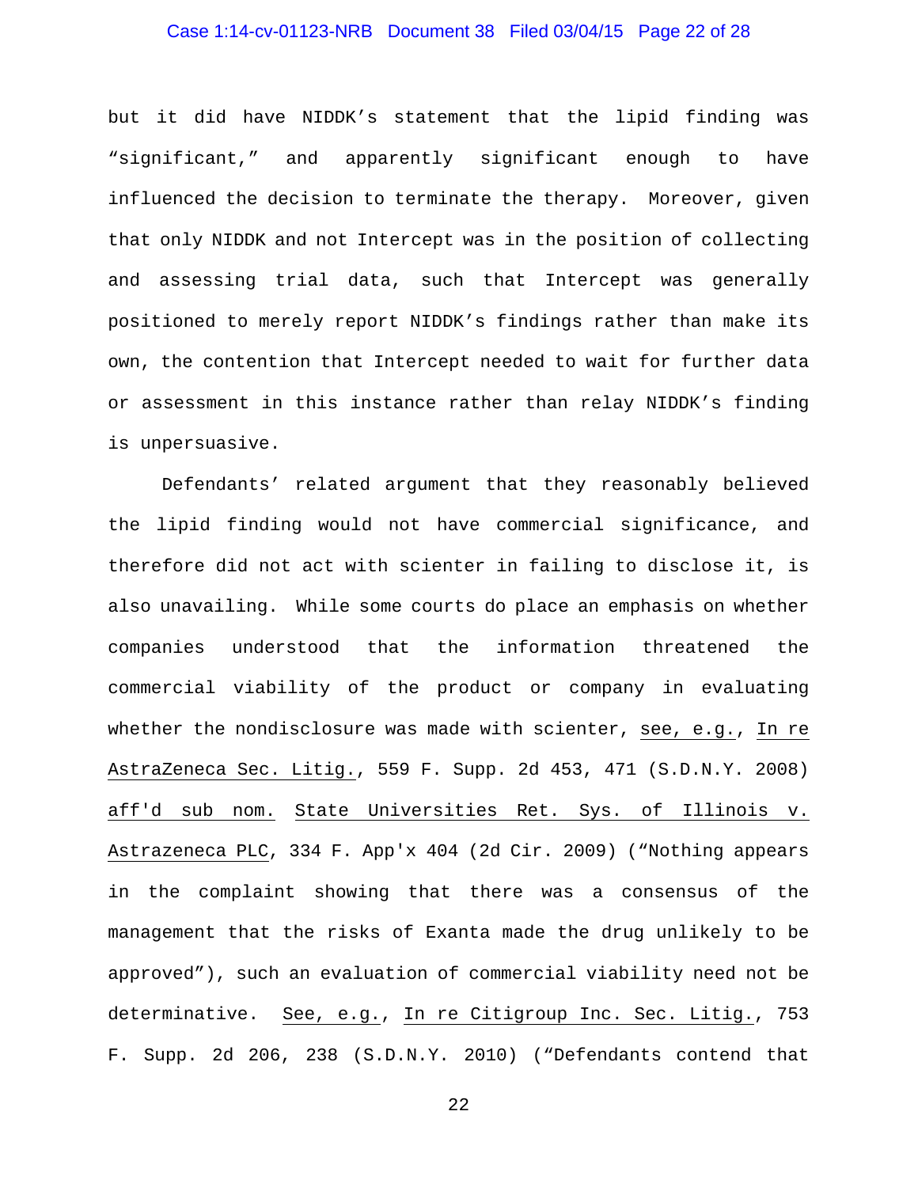but it did have NIDDK's statement that the lipid finding was "significant," and apparently significant enough to have influenced the decision to terminate the therapy. Moreover, given that only NIDDK and not Intercept was in the position of collecting and assessing trial data, such that Intercept was generally positioned to merely report NIDDK's findings rather than make its own, the contention that Intercept needed to wait for further data or assessment in this instance rather than relay NIDDK's finding is unpersuasive.

Defendants' related argument that they reasonably believed the lipid finding would not have commercial significance, and therefore did not act with scienter in failing to disclose it, is also unavailing. While some courts do place an emphasis on whether companies understood that the information threatened the commercial viability of the product or company in evaluating whether the nondisclosure was made with scienter, see, e.g., In re AstraZeneca Sec. Litig., 559 F. Supp. 2d 453, 471 (S.D.N.Y. 2008) aff'd sub nom. State Universities Ret. Sys. of Illinois v. Astrazeneca PLC, 334 F. App'x 404 (2d Cir. 2009) ("Nothing appears in the complaint showing that there was a consensus of the management that the risks of Exanta made the drug unlikely to be approved"), such an evaluation of commercial viability need not be determinative. See, e.g., In re Citigroup Inc. Sec. Litig., 753 F. Supp. 2d 206, 238 (S.D.N.Y. 2010) ("Defendants contend that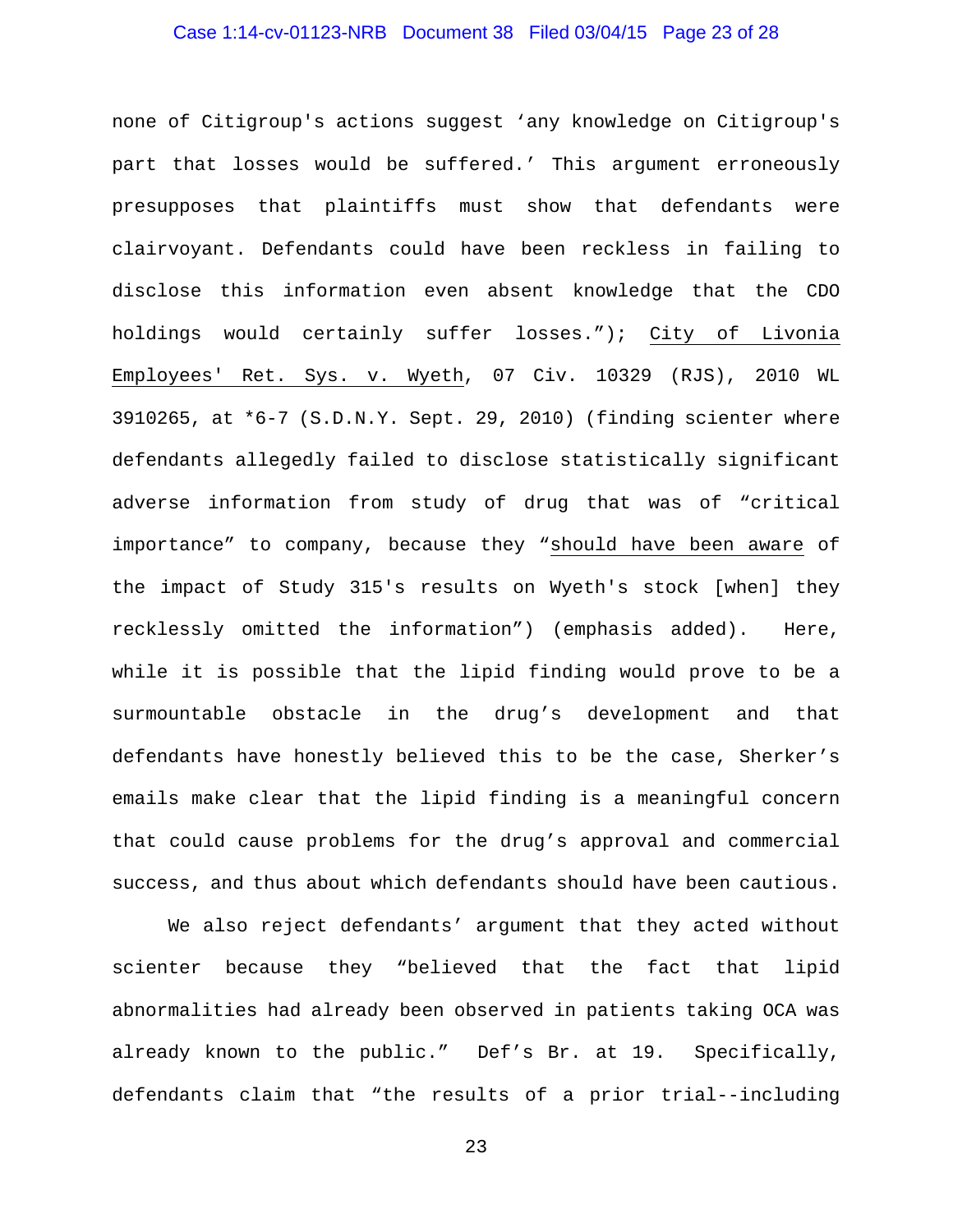none of Citigroup's actions suggest 'any knowledge on Citigroup's part that losses would be suffered.' This argument erroneously presupposes that plaintiffs must show that defendants were clairvoyant. Defendants could have been reckless in failing to disclose this information even absent knowledge that the CDO holdings would certainly suffer losses."); <u>City of Livonia Employees' Ret. Sys. v. Wyeth</u>, 07 Civ. 10329 (RJS), 2010 WL 3910265, at *6-7 (S.D.N.Y. Sept. 29, 2010) (finding scienter where defendants allegedly failed to disclose statistically significant adverse information from study of drug that was of "critical importance" to company, because they "<u>should have been aware</u> of the impact of Study 315's results on Wyeth's stock [when] they recklessly omitted the information") (emphasis added). Here, while it is possible that the lipid finding would prove to be a surmountable obstacle in the drug's development and that defendants have honestly believed this to be the case, Sherker's emails make clear that the lipid finding is a meaningful concern that could cause problems for the drug's approval and commercial success, and thus about which defendants should have been cautious.

We also reject defendants' argument that they acted without scienter because they "believed that the fact that lipid abnormalities had already been observed in patients taking OCA was already known to the public." Def's Br. at 19. Specifically, defendants claim that "the results of a prior trial--including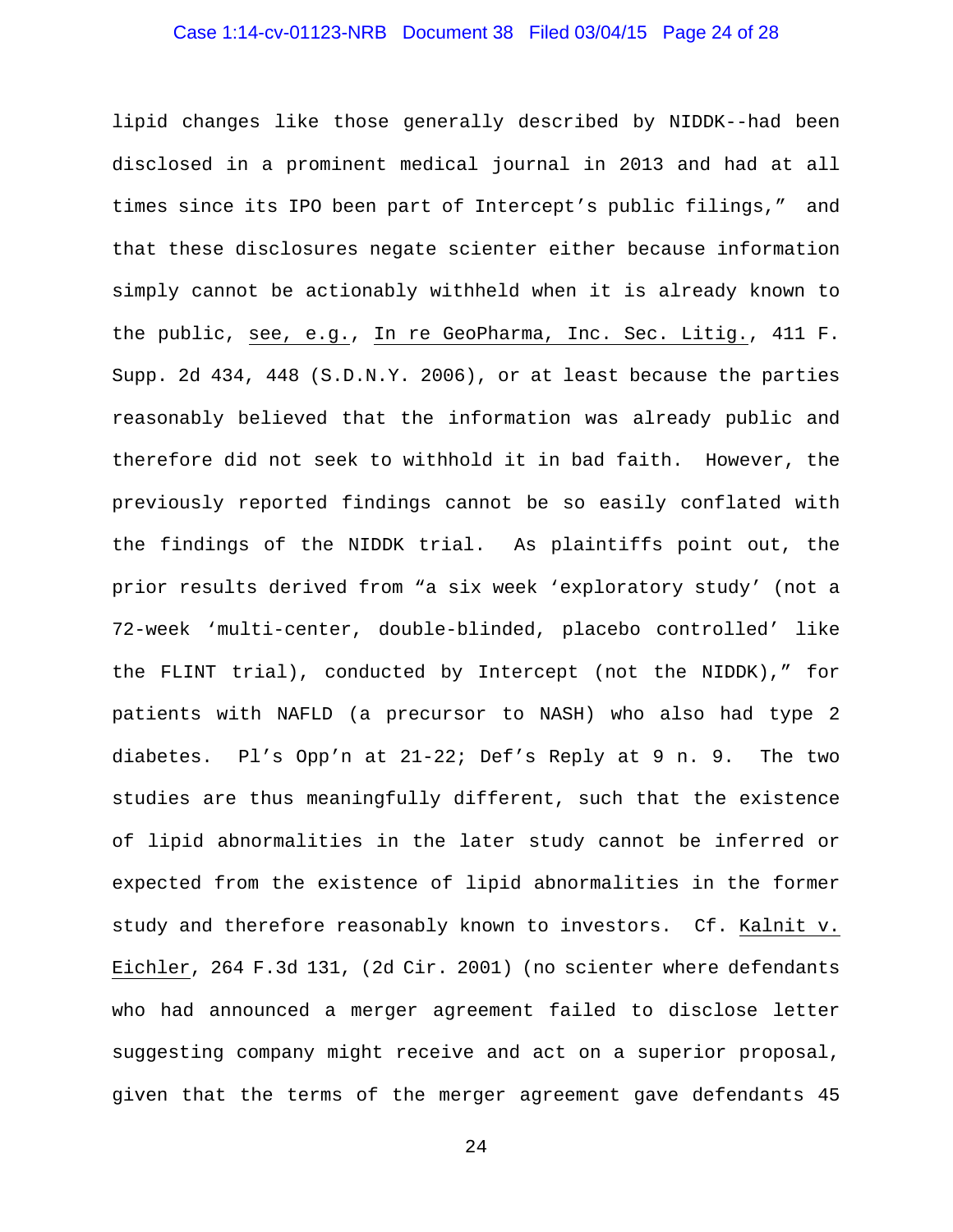lipid changes like those generally described by NIDDK--had been disclosed in a prominent medical journal in 2013 and had at all times since its IPO been part of Intercept's public filings," and that these disclosures negate scienter either because information simply cannot be actionably withheld when it is already known to the public, see, e.g., In re GeoPharma, Inc. Sec. Litig., 411 F. Supp. 2d 434, 448 (S.D.N.Y. 2006), or at least because the parties reasonably believed that the information was already public and therefore did not seek to withhold it in bad faith. However, the previously reported findings cannot be so easily conflated with the findings of the NIDDK trial. As plaintiffs point out, the prior results derived from "a six week 'exploratory study' (not a 72-week 'multi-center, double-blinded, placebo controlled' like the FLINT trial), conducted by Intercept (not the NIDDK)," for patients with NAFLD (a precursor to NASH) who also had type 2 diabetes. Pl's Opp'n at 21-22; Def's Reply at 9 n. 9. The two studies are thus meaningfully different, such that the existence of lipid abnormalities in the later study cannot be inferred or expected from the existence of lipid abnormalities in the former study and therefore reasonably known to investors. Cf. Kalnit v. Eichler, 264 F.3d 131, (2d Cir. 2001) (no scienter where defendants who had announced a merger agreement failed to disclose letter suggesting company might receive and act on a superior proposal, given that the terms of the merger agreement gave defendants 45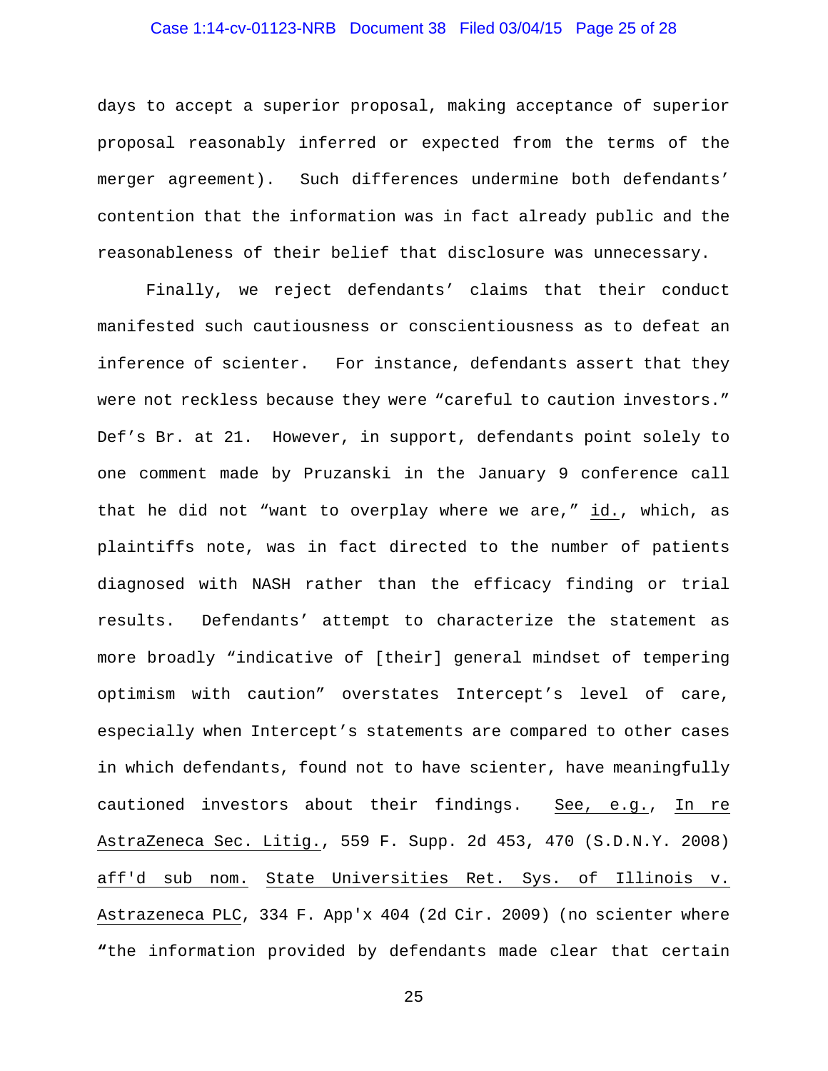days to accept a superior proposal, making acceptance of superior proposal reasonably inferred or expected from the terms of the merger agreement). Such differences undermine both defendants' contention that the information was in fact already public and the reasonableness of their belief that disclosure was unnecessary.

Finally, we reject defendants' claims that their conduct manifested such cautiousness or conscientiousness as to defeat an inference of scienter. For instance, defendants assert that they were not reckless because they were "careful to caution investors." Def's Br. at 21. However, in support, defendants point solely to one comment made by Pruzanski in the January 9 conference call that he did not "want to overplay where we are," id., which, as plaintiffs note, was in fact directed to the number of patients diagnosed with NASH rather than the efficacy finding or trial results. Defendants' attempt to characterize the statement as more broadly "indicative of [their] general mindset of tempering optimism with caution" overstates Intercept's level of care, especially when Intercept's statements are compared to other cases in which defendants, found not to have scienter, have meaningfully cautioned investors about their findings. See, e.g., In re AstraZeneca Sec. Litig., 559 F. Supp. 2d 453, 470 (S.D.N.Y. 2008) aff'd sub nom. State Universities Ret. Sys. of Illinois v. Astrazeneca PLC, 334 F. App'x 404 (2d Cir. 2009) (no scienter where "the information provided by defendants made clear that certain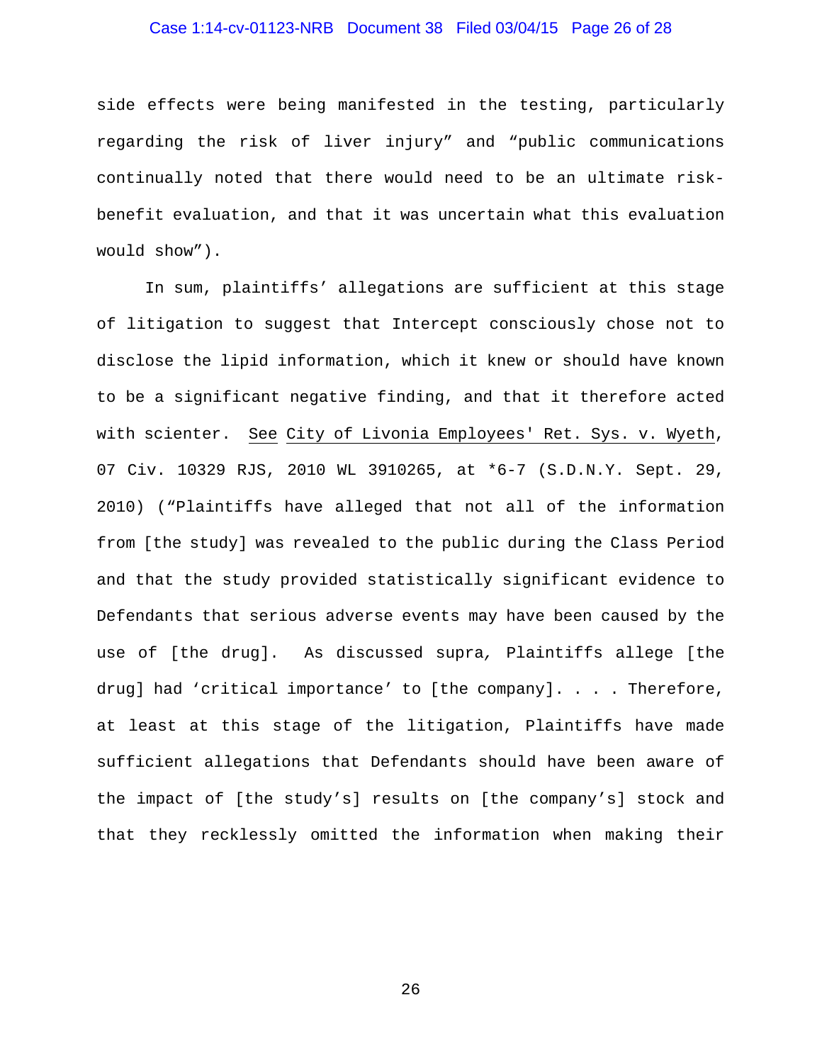side effects were being manifested in the testing, particularly regarding the risk of liver injury" and "public communications continually noted that there would need to be an ultimate risk-benefit evaluation, and that it was uncertain what this evaluation would show").

In sum, plaintiffs' allegations are sufficient at this stage of litigation to suggest that Intercept consciously chose not to disclose the lipid information, which it knew or should have known to be a significant negative finding, and that it therefore acted with scienter. See City of Livonia Employees' Ret. Sys. v. Wyeth, 07 Civ. 10329 RJS, 2010 WL 3910265, at *6-7 (S.D.N.Y. Sept. 29, 2010) ("Plaintiffs have alleged that not all of the information from [the study] was revealed to the public during the Class Period and that the study provided statistically significant evidence to Defendants that serious adverse events may have been caused by the use of [the drug]. As discussed *supra*, Plaintiffs allege [the drug] had 'critical importance' to [the company]. . . . Therefore, at least at this stage of the litigation, Plaintiffs have made sufficient allegations that Defendants should have been aware of the impact of [the study's] results on [the company's] stock and that they recklessly omitted the information when making their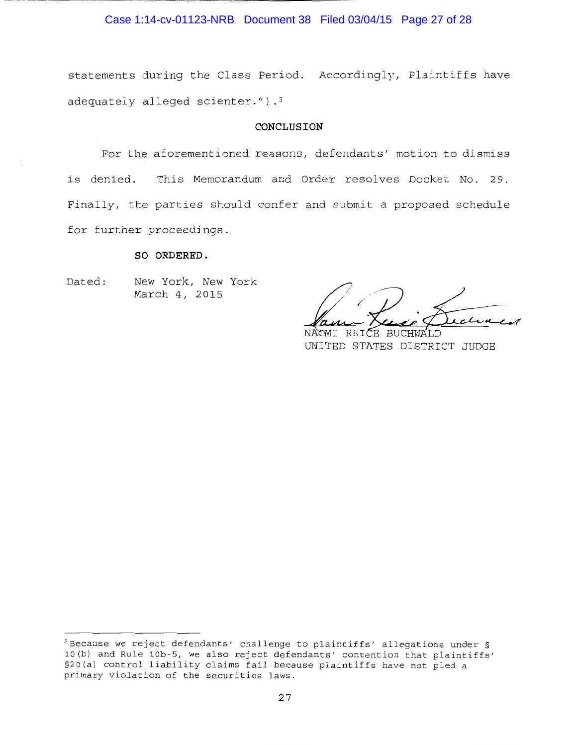statements during the Class Period. Accordingly, Plaintiffs have adequately alleged scienter.").[3]

## CONCLUSION

For the aforementioned reasons, defendants' motion to dismiss is denied. This Memorandum and Order resolves Docket No. 29. Finally, the parties should confer and submit a proposed schedule for further proceedings.

**SO ORDERED.**

Dated: New York, New York
March 4, 2015

NAOMI REICE BUCHWALD
UNITED STATES DISTRICT JUDGE

---

[3] Because we reject defendants' challenge to plaintiffs' allegations under § 10(b) and Rule 10b-5, we also reject defendants' contention that plaintiffs' §20(a) control liability claims fail because plaintiffs have not pled a primary violation of the securities laws.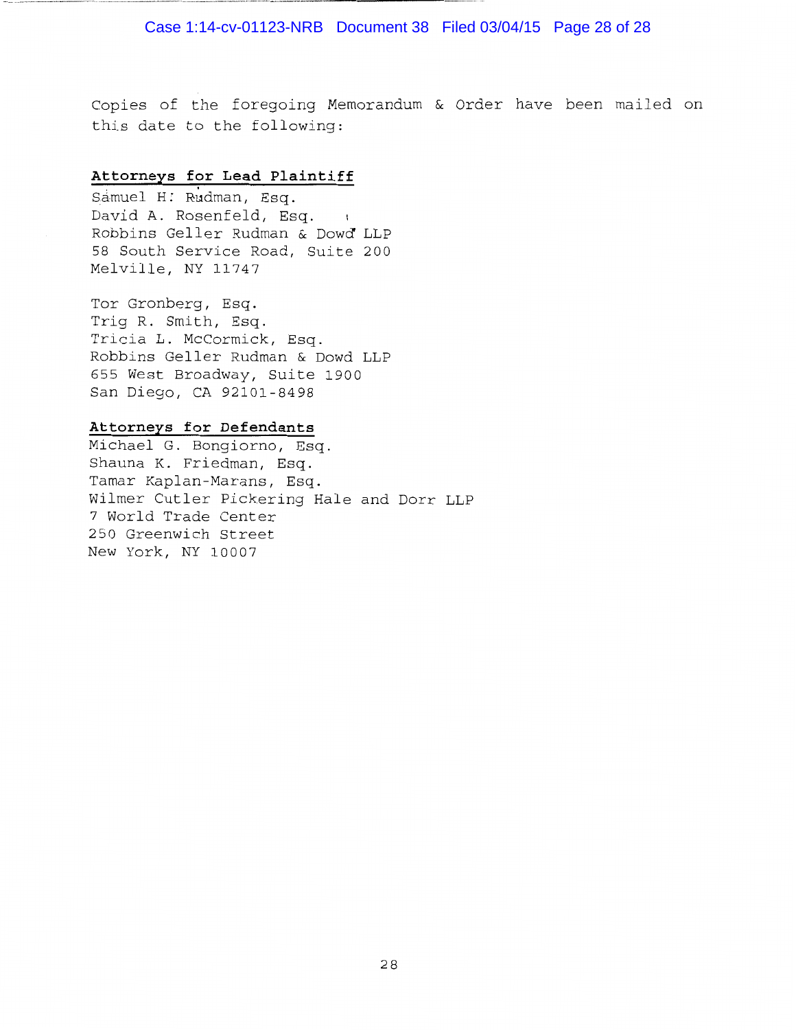Copies of the foregoing Memorandum & Order have been mailed on this date to the following:

**Attorneys for Lead Plaintiff**

Samuel H. Rudman, Esq.
David A. Rosenfeld, Esq.
Robbins Geller Rudman & Dowd LLP
58 South Service Road, Suite 200
Melville, NY 11747

Tor Gronberg, Esq.
Trig R. Smith, Esq.
Tricia L. McCormick, Esq.
Robbins Geller Rudman & Dowd LLP
655 West Broadway, Suite 1900
San Diego, CA 92101-8498

**Attorneys for Defendants**

Michael G. Bongiorno, Esq.
Shauna K. Friedman, Esq.
Tamar Kaplan-Marans, Esq.
Wilmer Cutler Pickering Hale and Dorr LLP
7 World Trade Center
250 Greenwich Street
New York, NY 10007